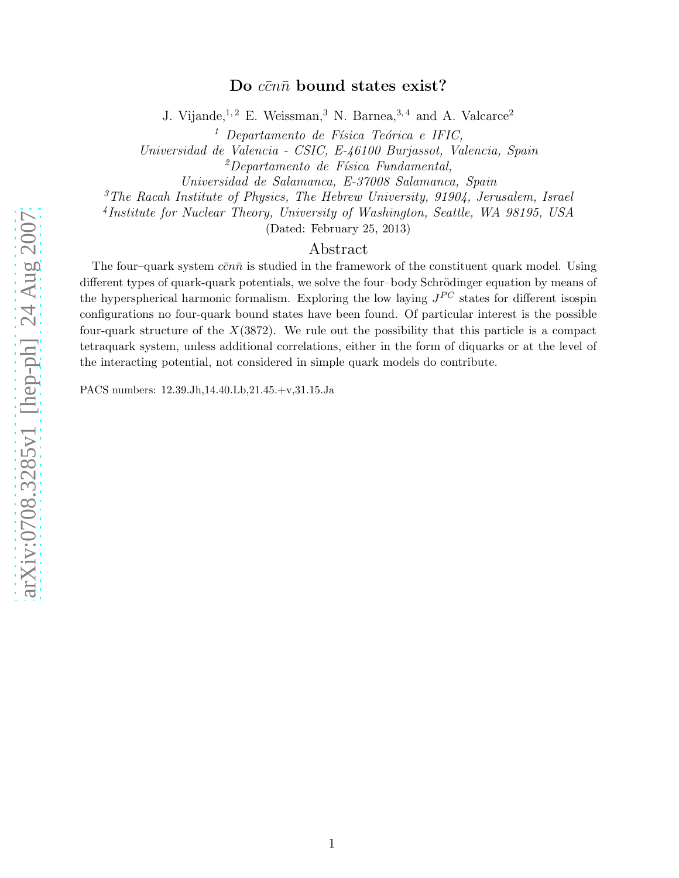# Do $c\bar{c}n\bar{n}$ bound states exist?

J. Vijande,[1,2] E. Weissman,[3] N. Barnea,[3,4] and A. Valcarce[2]

[1] *Departamento de Física Teórica e IFIC, Universidad de Valencia - CSIC, E-46100 Burjassot, Valencia, Spain*

[2] *Departamento de Física Fundamental, Universidad de Salamanca, E-37008 Salamanca, Spain*

[3] *The Racah Institute of Physics, The Hebrew University, 91904, Jerusalem, Israel*

[4] *Institute for Nuclear Theory, University of Washington, Seattle, WA 98195, USA*

(Dated: February 25, 2013)

## Abstract

The four–quark system $c\bar{c}n\bar{n}$ is studied in the framework of the constituent quark model. Using different types of quark-quark potentials, we solve the four–body Schrödinger equation by means of the hyperspherical harmonic formalism. Exploring the low laying $J^{PC}$ states for different isospin configurations no four-quark bound states have been found. Of particular interest is the possible four-quark structure of the $X(3872)$. We rule out the possibility that this particle is a compact tetraquark system, unless additional correlations, either in the form of diquarks or at the level of the interacting potential, not considered in simple quark models do contribute.

PACS numbers: 12.39.Jh,14.40.Lb,21.45.+v,31.15.Ja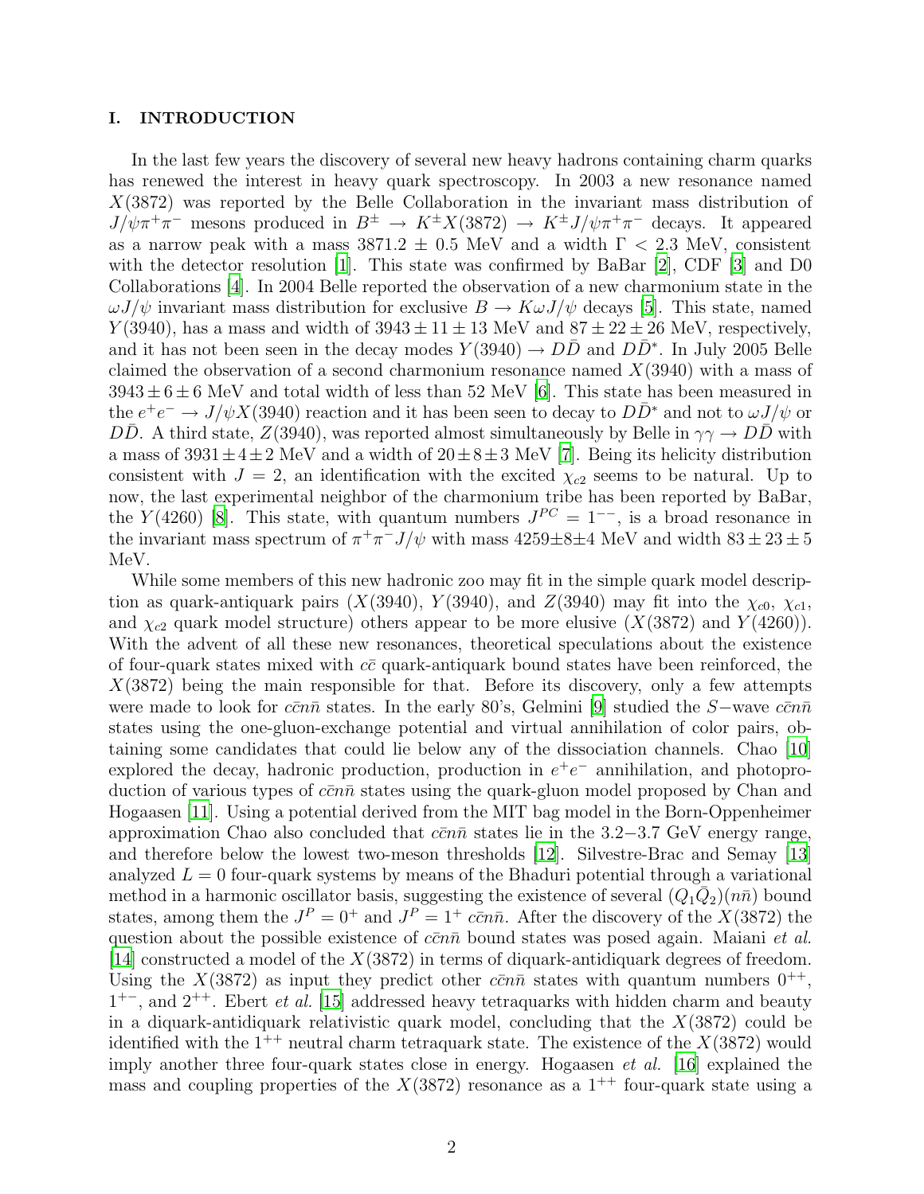## I. INTRODUCTION

In the last few years the discovery of several new heavy hadrons containing charm quarks has renewed the interest in heavy quark spectroscopy. In 2003 a new resonance named $X(3872)$ was reported by the Belle Collaboration in the invariant mass distribution of $J/\psi\pi^+\pi^-$ mesons produced in $B^\pm \to K^\pm X(3872) \to K^\pm J/\psi\pi^+\pi^-$ decays. It appeared as a narrow peak with a mass $3871.2 \pm 0.5$ MeV and a width $\Gamma < 2.3$ MeV, consistent with the detector resolution [1]. This state was confirmed by BaBar [2], CDF [3] and D0 Collaborations [4]. In 2004 Belle reported the observation of a new charmonium state in the $\omega J/\psi$ invariant mass distribution for exclusive $B \to K\omega J/\psi$ decays [5]. This state, named $Y(3940)$, has a mass and width of $3943 \pm 11 \pm 13$ MeV and $87 \pm 22 \pm 26$ MeV, respectively, and it has not been seen in the decay modes $Y(3940) \to D\bar{D}$ and $D\bar{D}^*$. In July 2005 Belle claimed the observation of a second charmonium resonance named $X(3940)$ with a mass of $3943 \pm 6 \pm 6$ MeV and total width of less than 52 MeV [6]. This state has been measured in the $e^+e^- \to J/\psi X(3940)$ reaction and it has been seen to decay to $D\bar{D}^*$ and not to $\omega J/\psi$ or $D\bar{D}$. A third state, $Z(3940)$, was reported almost simultaneously by Belle in $\gamma\gamma \to D\bar{D}$ with a mass of $3931 \pm 4 \pm 2$ MeV and a width of $20 \pm 8 \pm 3$ MeV [7]. Being its helicity distribution consistent with $J = 2$, an identification with the excited $\chi_{c2}$ seems to be natural. Up to now, the last experimental neighbor of the charmonium tribe has been reported by BaBar, the $Y(4260)$ [8]. This state, with quantum numbers $J^{PC} = 1^{--}$, is a broad resonance in the invariant mass spectrum of $\pi^+\pi^- J/\psi$ with mass $4259 \pm 8 \pm 4$ MeV and width $83 \pm 23 \pm 5$ MeV.

While some members of this new hadronic zoo may fit in the simple quark model description as quark-antiquark pairs ($X(3940)$, $Y(3940)$, and $Z(3940)$ may fit into the $\chi_{c0}$, $\chi_{c1}$, and $\chi_{c2}$ quark model structure) others appear to be more elusive ($X(3872)$ and $Y(4260)$). With the advent of all these new resonances, theoretical speculations about the existence of four-quark states mixed with $c\bar{c}$ quark-antiquark bound states have been reinforced, the $X(3872)$ being the main responsible for that. Before its discovery, only a few attempts were made to look for $c\bar{c}n\bar{n}$ states. In the early 80's, Gelmini [9] studied the $S-$wave $c\bar{c}n\bar{n}$ states using the one-gluon-exchange potential and virtual annihilation of color pairs, obtaining some candidates that could lie below any of the dissociation channels. Chao [10] explored the decay, hadronic production, production in $e^+e^-$ annihilation, and photoproduction of various types of $c\bar{c}n\bar{n}$ states using the quark-gluon model proposed by Chan and Hogaasen [11]. Using a potential derived from the MIT bag model in the Born-Oppenheimer approximation Chao also concluded that $c\bar{c}n\bar{n}$ states lie in the 3.2$-$3.7 GeV energy range, and therefore below the lowest two-meson thresholds [12]. Silvestre-Brac and Semay [13] analyzed $L = 0$ four-quark systems by means of the Bhaduri potential through a variational method in a harmonic oscillator basis, suggesting the existence of several $(Q_1\bar{Q}_2)(n\bar{n})$ bound states, among them the $J^P = 0^+$ and $J^P = 1^+$ $c\bar{c}n\bar{n}$. After the discovery of the $X(3872)$ the question about the possible existence of $c\bar{c}n\bar{n}$ bound states was posed again. Maiani *et al.* [14] constructed a model of the $X(3872)$ in terms of diquark-antidiquark degrees of freedom. Using the $X(3872)$ as input they predict other $c\bar{c}n\bar{n}$ states with quantum numbers $0^{++}$, $1^{+-}$, and $2^{++}$. Ebert *et al.* [15] addressed heavy tetraquarks with hidden charm and beauty in a diquark-antidiquark relativistic quark model, concluding that the $X(3872)$ could be identified with the $1^{++}$ neutral charm tetraquark state. The existence of the $X(3872)$ would imply another three four-quark states close in energy. Hogaasen *et al.* [16] explained the mass and coupling properties of the $X(3872)$ resonance as a $1^{++}$ four-quark state using a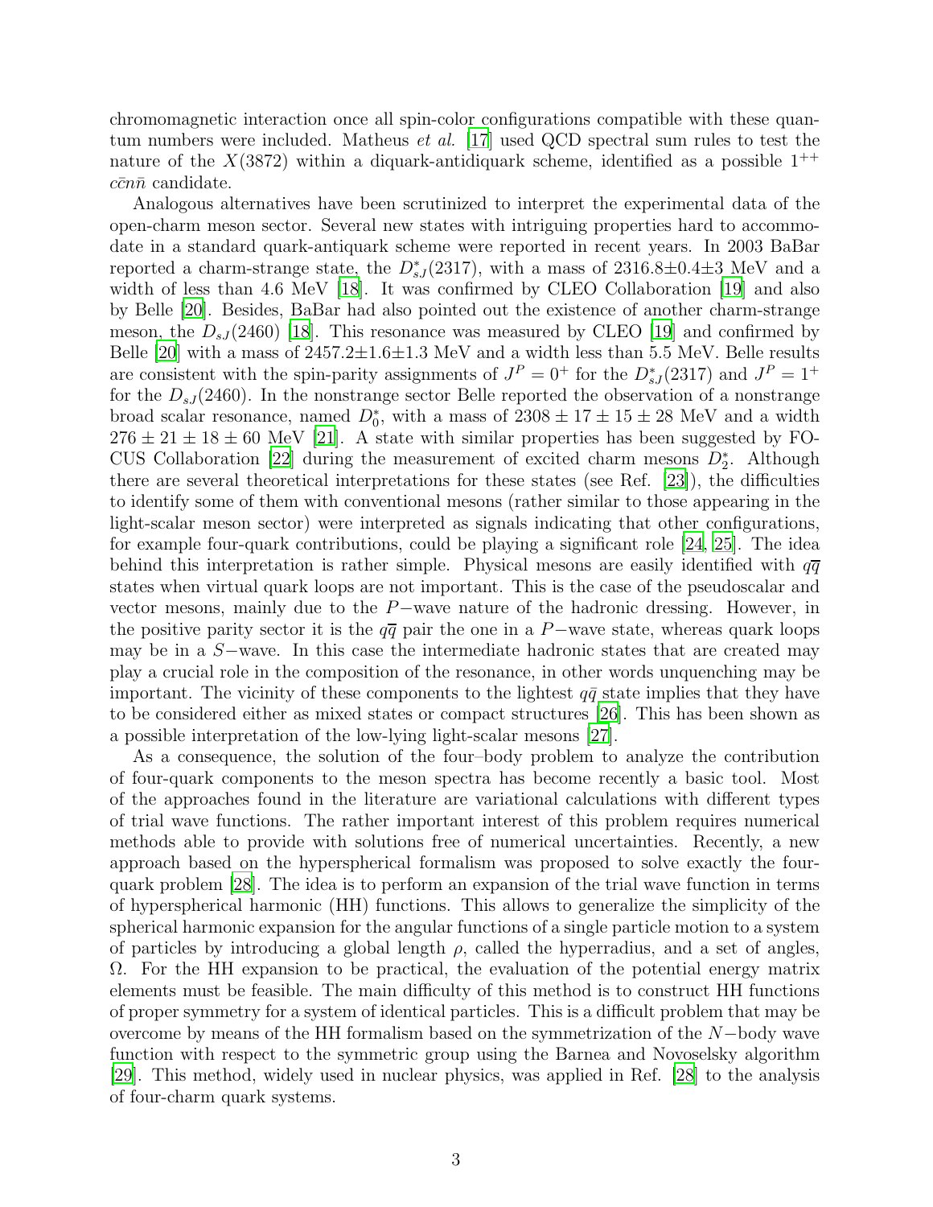chromomagnetic interaction once all spin-color configurations compatible with these quantum numbers were included. Matheus *et al.* [17] used QCD spectral sum rules to test the nature of the $X(3872)$ within a diquark-antidiquark scheme, identified as a possible $1^{++}$ $c\bar{c}n\bar{n}$ candidate.

Analogous alternatives have been scrutinized to interpret the experimental data of the open-charm meson sector. Several new states with intriguing properties hard to accommodate in a standard quark-antiquark scheme were reported in recent years. In 2003 BaBar reported a charm-strange state, the $D^*_{sJ}(2317)$, with a mass of 2316.8±0.4±3 MeV and a width of less than 4.6 MeV [18]. It was confirmed by CLEO Collaboration [19] and also by Belle [20]. Besides, BaBar had also pointed out the existence of another charm-strange meson, the $D_{sJ}(2460)$ [18]. This resonance was measured by CLEO [19] and confirmed by Belle [20] with a mass of 2457.2±1.6±1.3 MeV and a width less than 5.5 MeV. Belle results are consistent with the spin-parity assignments of $J^P = 0^+$ for the $D^*_{sJ}(2317)$ and $J^P = 1^+$ for the $D_{sJ}(2460)$. In the nonstrange sector Belle reported the observation of a nonstrange broad scalar resonance, named $D^*_0$, with a mass of $2308 \pm 17 \pm 15 \pm 28$ MeV and a width $276 \pm 21 \pm 18 \pm 60$ MeV [21]. A state with similar properties has been suggested by FOCUS Collaboration [22] during the measurement of excited charm mesons $D^*_2$. Although there are several theoretical interpretations for these states (see Ref. [23]), the difficulties to identify some of them with conventional mesons (rather similar to those appearing in the light-scalar meson sector) were interpreted as signals indicating that other configurations, for example four-quark contributions, could be playing a significant role [24, 25]. The idea behind this interpretation is rather simple. Physical mesons are easily identified with $q\overline{q}$ states when virtual quark loops are not important. This is the case of the pseudoscalar and vector mesons, mainly due to the $P-$wave nature of the hadronic dressing. However, in the positive parity sector it is the $q\overline{q}$ pair the one in a $P-$wave state, whereas quark loops may be in a $S-$wave. In this case the intermediate hadronic states that are created may play a crucial role in the composition of the resonance, in other words unquenching may be important. The vicinity of these components to the lightest $q\bar{q}$ state implies that they have to be considered either as mixed states or compact structures [26]. This has been shown as a possible interpretation of the low-lying light-scalar mesons [27].

As a consequence, the solution of the four–body problem to analyze the contribution of four-quark components to the meson spectra has become recently a basic tool. Most of the approaches found in the literature are variational calculations with different types of trial wave functions. The rather important interest of this problem requires numerical methods able to provide with solutions free of numerical uncertainties. Recently, a new approach based on the hyperspherical formalism was proposed to solve exactly the four-quark problem [28]. The idea is to perform an expansion of the trial wave function in terms of hyperspherical harmonic (HH) functions. This allows to generalize the simplicity of the spherical harmonic expansion for the angular functions of a single particle motion to a system of particles by introducing a global length $\rho$, called the hyperradius, and a set of angles, $\Omega$. For the HH expansion to be practical, the evaluation of the potential energy matrix elements must be feasible. The main difficulty of this method is to construct HH functions of proper symmetry for a system of identical particles. This is a difficult problem that may be overcome by means of the HH formalism based on the symmetrization of the $N-$body wave function with respect to the symmetric group using the Barnea and Novoselsky algorithm [29]. This method, widely used in nuclear physics, was applied in Ref. [28] to the analysis of four-charm quark systems.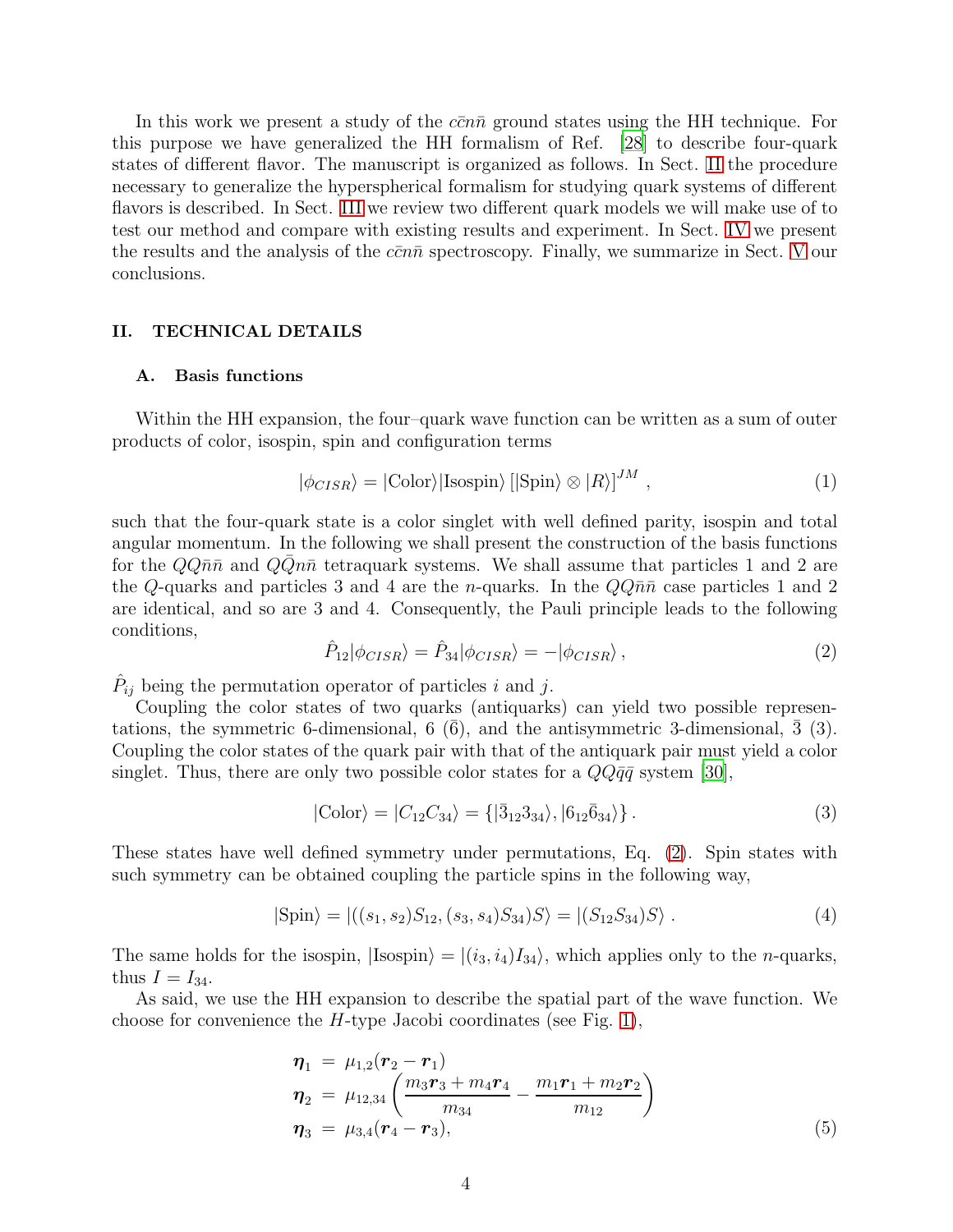In this work we present a study of the $c\bar{c}n\bar{n}$ ground states using the HH technique. For this purpose we have generalized the HH formalism of Ref. [28] to describe four-quark states of different flavor. The manuscript is organized as follows. In Sect. II the procedure necessary to generalize the hyperspherical formalism for studying quark systems of different flavors is described. In Sect. III we review two different quark models we will make use of to test our method and compare with existing results and experiment. In Sect. IV we present the results and the analysis of the $c\bar{c}n\bar{n}$ spectroscopy. Finally, we summarize in Sect. V our conclusions.

## II. TECHNICAL DETAILS

### A. Basis functions

Within the HH expansion, the four–quark wave function can be written as a sum of outer products of color, isospin, spin and configuration terms

$$|\phi_{CISR}\rangle = |\text{Color}\rangle|\text{Isospin}\rangle\left[|\text{Spin}\rangle \otimes |R\rangle\right]^{JM} , \tag{1}$$

such that the four-quark state is a color singlet with well defined parity, isospin and total angular momentum. In the following we shall present the construction of the basis functions for the $QQ\bar{n}\bar{n}$ and $Q\bar{Q}n\bar{n}$ tetraquark systems. We shall assume that particles 1 and 2 are the $Q$-quarks and particles 3 and 4 are the $n$-quarks. In the $QQ\bar{n}\bar{n}$ case particles 1 and 2 are identical, and so are 3 and 4. Consequently, the Pauli principle leads to the following conditions,

$$\hat{P}_{12}|\phi_{CISR}\rangle = \hat{P}_{34}|\phi_{CISR}\rangle = -|\phi_{CISR}\rangle , \tag{2}$$

$\hat{P}_{ij}$ being the permutation operator of particles $i$ and $j$.

Coupling the color states of two quarks (antiquarks) can yield two possible representations, the symmetric 6-dimensional, 6 ($\bar{6}$), and the antisymmetric 3-dimensional, $\bar{3}$ (3). Coupling the color states of the quark pair with that of the antiquark pair must yield a color singlet. Thus, there are only two possible color states for a $QQ\bar{q}\bar{q}$ system [30],

$$|\text{Color}\rangle = |C_{12}C_{34}\rangle = \{|\bar{3}_{12}3_{34}\rangle, |6_{12}\bar{6}_{34}\rangle\} . \tag{3}$$

These states have well defined symmetry under permutations, Eq. (2). Spin states with such symmetry can be obtained coupling the particle spins in the following way,

$$|\text{Spin}\rangle = |((s_1, s_2)S_{12}, (s_3, s_4)S_{34})S\rangle = |(S_{12}S_{34})S\rangle . \tag{4}$$

The same holds for the isospin, $|\text{Isospin}\rangle = |(i_3, i_4)I_{34}\rangle$, which applies only to the $n$-quarks, thus $I = I_{34}$.

As said, we use the HH expansion to describe the spatial part of the wave function. We choose for convenience the $H$-type Jacobi coordinates (see Fig. 1),

$$\begin{aligned}
\boldsymbol{\eta}_1 &= \mu_{1,2}(\boldsymbol{r}_2 - \boldsymbol{r}_1) \\
\boldsymbol{\eta}_2 &= \mu_{12,34}\left(\frac{m_3\boldsymbol{r}_3 + m_4\boldsymbol{r}_4}{m_{34}} - \frac{m_1\boldsymbol{r}_1 + m_2\boldsymbol{r}_2}{m_{12}}\right) \\
\boldsymbol{\eta}_3 &= \mu_{3,4}(\boldsymbol{r}_4 - \boldsymbol{r}_3),
\end{aligned} \tag{5}$$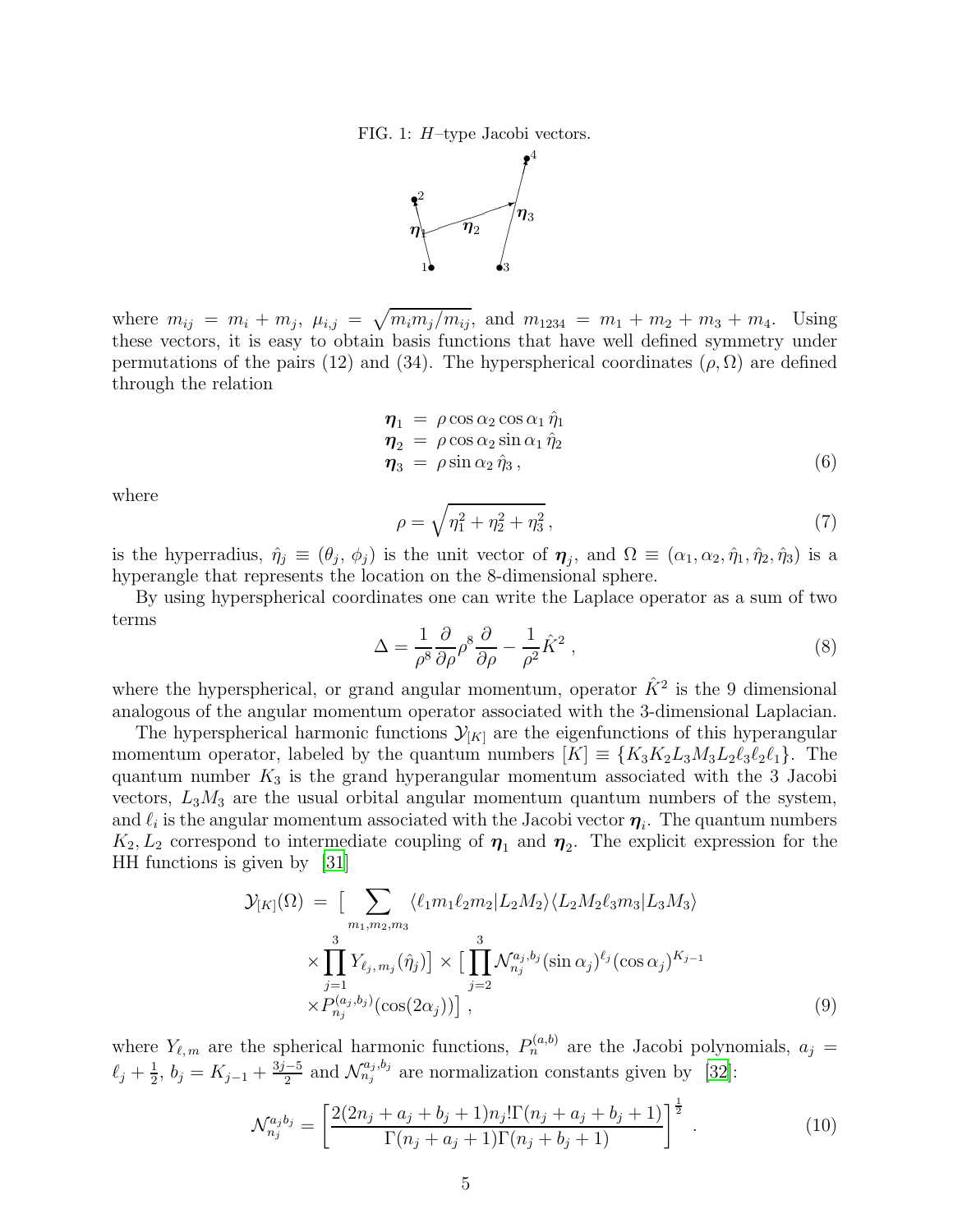FIG. 1: $H$–type Jacobi vectors.

where $m_{ij} = m_i + m_j$, $\mu_{i,j} = \sqrt{m_i m_j / m_{ij}}$, and $m_{1234} = m_1 + m_2 + m_3 + m_4$. Using these vectors, it is easy to obtain basis functions that have well defined symmetry under permutations of the pairs (12) and (34). The hyperspherical coordinates $(\rho, \Omega)$ are defined through the relation

$$
\begin{aligned}
\boldsymbol{\eta}_1 &= \rho \cos\alpha_2 \cos\alpha_1 \, \hat{\eta}_1 \\
\boldsymbol{\eta}_2 &= \rho \cos\alpha_2 \sin\alpha_1 \, \hat{\eta}_2 \\
\boldsymbol{\eta}_3 &= \rho \sin\alpha_2 \, \hat{\eta}_3 \,,
\end{aligned}
\tag{6}
$$

where

$$
\rho = \sqrt{\eta_1^2 + \eta_2^2 + \eta_3^2} \,, \tag{7}
$$

is the hyperradius, $\hat{\eta}_j \equiv (\theta_j, \phi_j)$ is the unit vector of $\boldsymbol{\eta}_j$, and $\Omega \equiv (\alpha_1, \alpha_2, \hat{\eta}_1, \hat{\eta}_2, \hat{\eta}_3)$ is a hyperangle that represents the location on the 8-dimensional sphere.

By using hyperspherical coordinates one can write the Laplace operator as a sum of two terms

$$
\Delta = \frac{1}{\rho^8} \frac{\partial}{\partial \rho} \rho^8 \frac{\partial}{\partial \rho} - \frac{1}{\rho^2} \hat{K}^2 \,, \tag{8}
$$

where the hyperspherical, or grand angular momentum, operator $\hat{K}^2$ is the 9 dimensional analogous of the angular momentum operator associated with the 3-dimensional Laplacian.

The hyperspherical harmonic functions $\mathcal{Y}_{[K]}$ are the eigenfunctions of this hyperangular momentum operator, labeled by the quantum numbers $[K] \equiv \{K_3 K_2 L_3 M_3 L_2 \ell_3 \ell_2 \ell_1\}$. The quantum number $K_3$ is the grand hyperangular momentum associated with the 3 Jacobi vectors, $L_3 M_3$ are the usual orbital angular momentum quantum numbers of the system, and $\ell_i$ is the angular momentum associated with the Jacobi vector $\boldsymbol{\eta}_i$. The quantum numbers $K_2, L_2$ correspond to intermediate coupling of $\boldsymbol{\eta}_1$ and $\boldsymbol{\eta}_2$. The explicit expression for the HH functions is given by [31]

$$
\begin{aligned}
\mathcal{Y}_{[K]}(\Omega) \;=\; \Big[ &\sum_{m_1, m_2, m_3} \langle \ell_1 m_1 \ell_2 m_2 | L_2 M_2 \rangle \langle L_2 M_2 \ell_3 m_3 | L_3 M_3 \rangle \\
&\times \prod_{j=1}^{3} Y_{\ell_j, m_j}(\hat{\eta}_j) \Big] \times \Big[ \prod_{j=2}^{3} \mathcal{N}_{n_j}^{a_j, b_j} (\sin\alpha_j)^{\ell_j} (\cos\alpha_j)^{K_{j-1}} \\
&\times P_{n_j}^{(a_j, b_j)}(\cos(2\alpha_j)) \Big] \,,
\end{aligned}
\tag{9}
$$

where $Y_{\ell,m}$ are the spherical harmonic functions, $P_n^{(a,b)}$ are the Jacobi polynomials, $a_j = \ell_j + \frac{1}{2}$, $b_j = K_{j-1} + \frac{3j-5}{2}$ and $\mathcal{N}_{n_j}^{a_j, b_j}$ are normalization constants given by [32]:

$$
\mathcal{N}_{n_j}^{a_j b_j} = \left[ \frac{2(2n_j + a_j + b_j + 1) n_j! \Gamma(n_j + a_j + b_j + 1)}{\Gamma(n_j + a_j + 1)\Gamma(n_j + b_j + 1)} \right]^{\frac{1}{2}} \,. \tag{10}
$$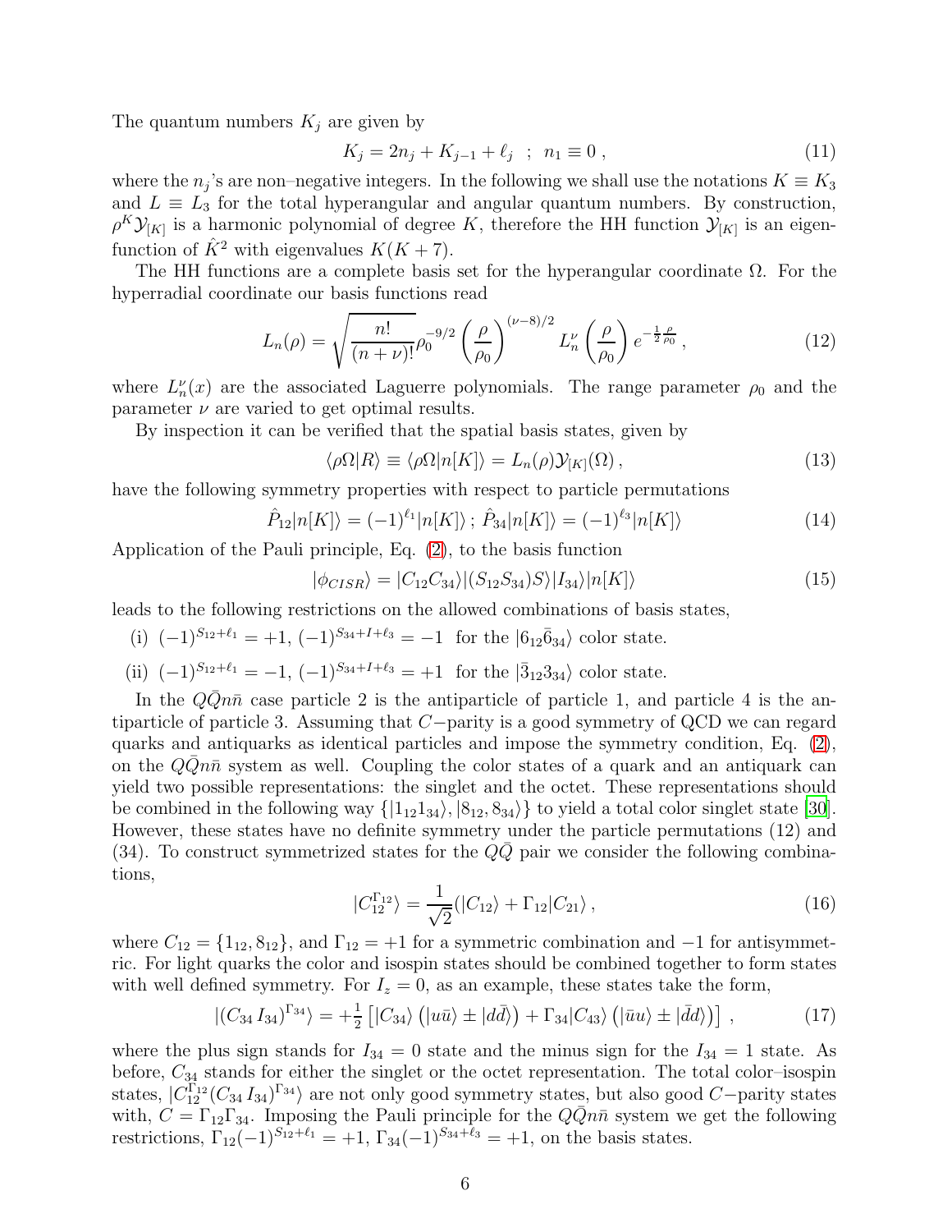The quantum numbers $K_j$ are given by

$$K_j = 2n_j + K_{j-1} + \ell_j \ \ ; \ \ n_1 \equiv 0 \, , \tag{11}$$

where the $n_j$'s are non–negative integers. In the following we shall use the notations $K \equiv K_3$ and $L \equiv L_3$ for the total hyperangular and angular quantum numbers. By construction, $\rho^K \mathcal{Y}_{[K]}$ is a harmonic polynomial of degree $K$, therefore the HH function $\mathcal{Y}_{[K]}$ is an eigenfunction of $\hat{K}^2$ with eigenvalues $K(K+7)$.

The HH functions are a complete basis set for the hyperangular coordinate $\Omega$. For the hyperradial coordinate our basis functions read

$$L_n(\rho) = \sqrt{\frac{n!}{(n+\nu)!}} \rho_0^{-9/2} \left(\frac{\rho}{\rho_0}\right)^{(\nu-8)/2} L_n^{\nu}\left(\frac{\rho}{\rho_0}\right) e^{-\frac{1}{2}\frac{\rho}{\rho_0}} \, , \tag{12}$$

where $L_n^{\nu}(x)$ are the associated Laguerre polynomials. The range parameter $\rho_0$ and the parameter $\nu$ are varied to get optimal results.

By inspection it can be verified that the spatial basis states, given by

$$\langle \rho\Omega | R \rangle \equiv \langle \rho\Omega | n[K] \rangle = L_n(\rho) \mathcal{Y}_{[K]}(\Omega) \, , \tag{13}$$

have the following symmetry properties with respect to particle permutations

$$\hat{P}_{12} | n[K] \rangle = (-1)^{\ell_1} | n[K] \rangle \, ; \, \hat{P}_{34} | n[K] \rangle = (-1)^{\ell_3} | n[K] \rangle \tag{14}$$

Application of the Pauli principle, Eq. (2), to the basis function

$$|\phi_{CISR}\rangle = |C_{12}C_{34}\rangle |(S_{12}S_{34})S\rangle |I_{34}\rangle |n[K]\rangle \tag{15}$$

leads to the following restrictions on the allowed combinations of basis states,

(i) $(-1)^{S_{12}+\ell_1} = +1$, $(-1)^{S_{34}+I+\ell_3} = -1$ for the $|6_{12}\bar{6}_{34}\rangle$ color state.

(ii) $(-1)^{S_{12}+\ell_1} = -1$, $(-1)^{S_{34}+I+\ell_3} = +1$ for the $|\bar{3}_{12}3_{34}\rangle$ color state.

In the $Q\bar{Q}n\bar{n}$ case particle 2 is the antiparticle of particle 1, and particle 4 is the antiparticle of particle 3. Assuming that $C-$parity is a good symmetry of QCD we can regard quarks and antiquarks as identical particles and impose the symmetry condition, Eq. (2), on the $Q\bar{Q}n\bar{n}$ system as well. Coupling the color states of a quark and an antiquark can yield two possible representations: the singlet and the octet. These representations should be combined in the following way $\{|1_{12}1_{34}\rangle, |8_{12}, 8_{34}\rangle\}$ to yield a total color singlet state [30]. However, these states have no definite symmetry under the particle permutations (12) and (34). To construct symmetrized states for the $Q\bar{Q}$ pair we consider the following combinations,

$$|C_{12}^{\Gamma_{12}}\rangle = \frac{1}{\sqrt{2}} (|C_{12}\rangle + \Gamma_{12}|C_{21}\rangle \, , \tag{16}$$

where $C_{12} = \{1_{12}, 8_{12}\}$, and $\Gamma_{12} = +1$ for a symmetric combination and $-1$ for antisymmetric. For light quarks the color and isospin states should be combined together to form states with well defined symmetry. For $I_z = 0$, as an example, these states take the form,

$$|(C_{34}\, I_{34})^{\Gamma_{34}}\rangle = +\tfrac{1}{2} \left[ |C_{34}\rangle \left( |u\bar{u}\rangle \pm |d\bar{d}\rangle \right) + \Gamma_{34} |C_{43}\rangle \left( |\bar{u}u\rangle \pm |\bar{d}d\rangle \right) \right] \, , \tag{17}$$

where the plus sign stands for $I_{34} = 0$ state and the minus sign for the $I_{34} = 1$ state. As before, $C_{34}$ stands for either the singlet or the octet representation. The total color–isospin states, $|C_{12}^{\Gamma_{12}}(C_{34}\, I_{34})^{\Gamma_{34}}\rangle$ are not only good symmetry states, but also good $C-$parity states with, $C = \Gamma_{12}\Gamma_{34}$. Imposing the Pauli principle for the $Q\bar{Q}n\bar{n}$ system we get the following restrictions, $\Gamma_{12}(-1)^{S_{12}+\ell_1} = +1$, $\Gamma_{34}(-1)^{S_{34}+\ell_3} = +1$, on the basis states.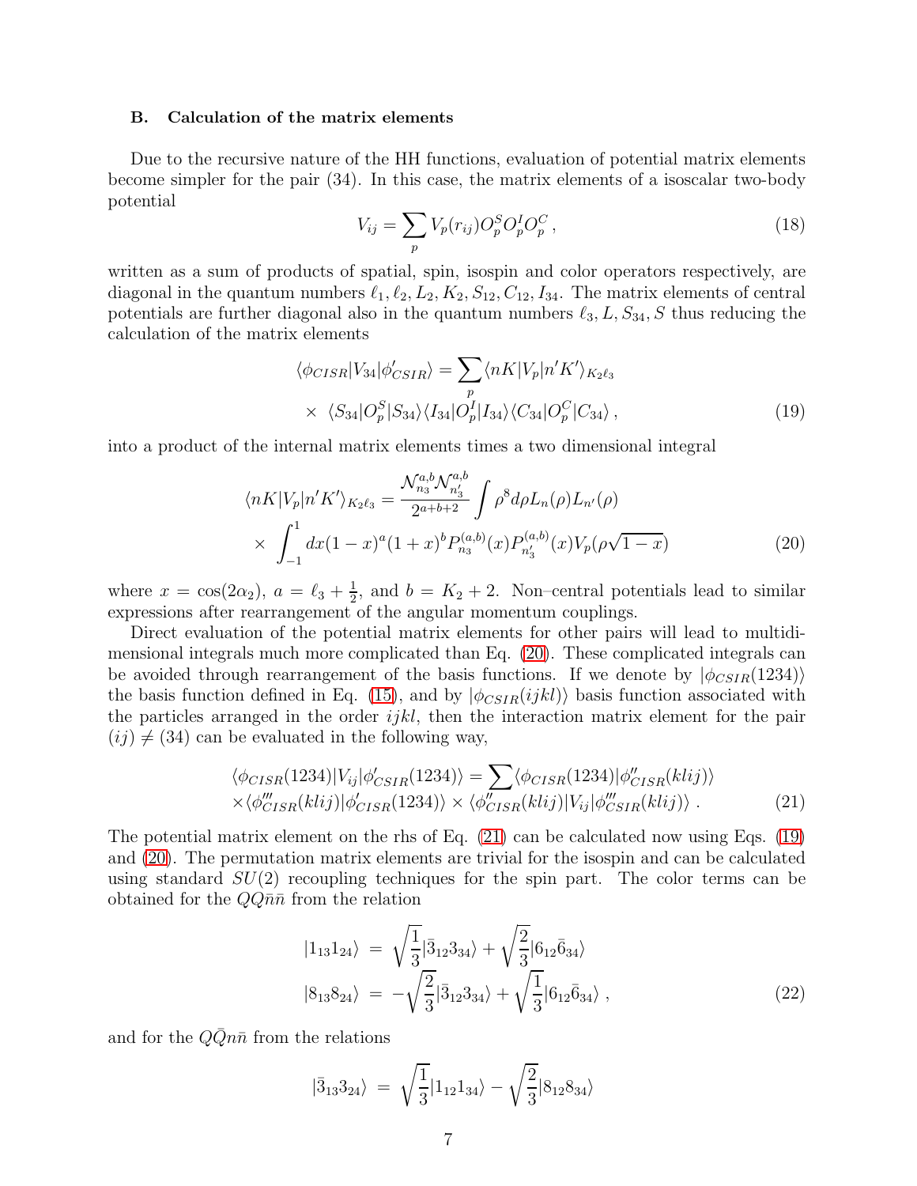### B. Calculation of the matrix elements

Due to the recursive nature of the HH functions, evaluation of potential matrix elements become simpler for the pair (34). In this case, the matrix elements of a isoscalar two-body potential

$$V_{ij} = \sum_p V_p(r_{ij}) O_p^S O_p^I O_p^C \,, \tag{18}$$

written as a sum of products of spatial, spin, isospin and color operators respectively, are diagonal in the quantum numbers $\ell_1, \ell_2, L_2, K_2, S_{12}, C_{12}, I_{34}$. The matrix elements of central potentials are further diagonal also in the quantum numbers $\ell_3, L, S_{34}, S$ thus reducing the calculation of the matrix elements

$$\langle \phi_{CISR} | V_{34} | \phi'_{CSIR} \rangle = \sum_p \langle nK | V_p | n'K' \rangle_{K_2 \ell_3} \times \; \langle S_{34} | O_p^S | S_{34} \rangle \langle I_{34} | O_p^I | I_{34} \rangle \langle C_{34} | O_p^C | C_{34} \rangle \,, \tag{19}$$

into a product of the internal matrix elements times a two dimensional integral

$$\langle nK | V_p | n'K' \rangle_{K_2 \ell_3} = \frac{\mathcal{N}_{n_3}^{a,b} \mathcal{N}_{n'_3}^{a,b}}{2^{a+b+2}} \int \rho^8 d\rho L_n(\rho) L_{n'}(\rho) \times \; \int_{-1}^{1} dx (1-x)^a (1+x)^b P_{n_3}^{(a,b)}(x) P_{n'_3}^{(a,b)}(x) V_p(\rho\sqrt{1-x}) \tag{20}$$

where $x = \cos(2\alpha_2)$, $a = \ell_3 + \frac{1}{2}$, and $b = K_2 + 2$. Non–central potentials lead to similar expressions after rearrangement of the angular momentum couplings.

Direct evaluation of the potential matrix elements for other pairs will lead to multidimensional integrals much more complicated than Eq. (20). These complicated integrals can be avoided through rearrangement of the basis functions. If we denote by $|\phi_{CSIR}(1234)\rangle$ the basis function defined in Eq. (15), and by $|\phi_{CSIR}(ijkl)\rangle$ basis function associated with the particles arranged in the order $ijkl$, then the interaction matrix element for the pair $(ij) \neq (34)$ can be evaluated in the following way,

$$\langle \phi_{CISR}(1234) | V_{ij} | \phi'_{CSIR}(1234) \rangle = \sum \langle \phi_{CISR}(1234) | \phi''_{CISR}(klij) \rangle \times \langle \phi'''_{CISR}(klij) | \phi'_{CISR}(1234) \rangle \times \langle \phi''_{CISR}(klij) | V_{ij} | \phi'''_{CSIR}(klij) \rangle \,. \tag{21}$$

The potential matrix element on the rhs of Eq. (21) can be calculated now using Eqs. (19) and (20). The permutation matrix elements are trivial for the isospin and can be calculated using standard $SU(2)$ recoupling techniques for the spin part. The color terms can be obtained for the $QQ\bar{n}\bar{n}$ from the relation

$$\begin{aligned}
|1_{13} 1_{24}\rangle &= \sqrt{\frac{1}{3}} |\bar{3}_{12} 3_{34}\rangle + \sqrt{\frac{2}{3}} |6_{12} \bar{6}_{34}\rangle \\
|8_{13} 8_{24}\rangle &= -\sqrt{\frac{2}{3}} |\bar{3}_{12} 3_{34}\rangle + \sqrt{\frac{1}{3}} |6_{12} \bar{6}_{34}\rangle \,,
\end{aligned} \tag{22}$$

and for the $Q\bar{Q}n\bar{n}$ from the relations

$$|\bar{3}_{13} 3_{24}\rangle = \sqrt{\frac{1}{3}} |1_{12} 1_{34}\rangle - \sqrt{\frac{2}{3}} |8_{12} 8_{34}\rangle$$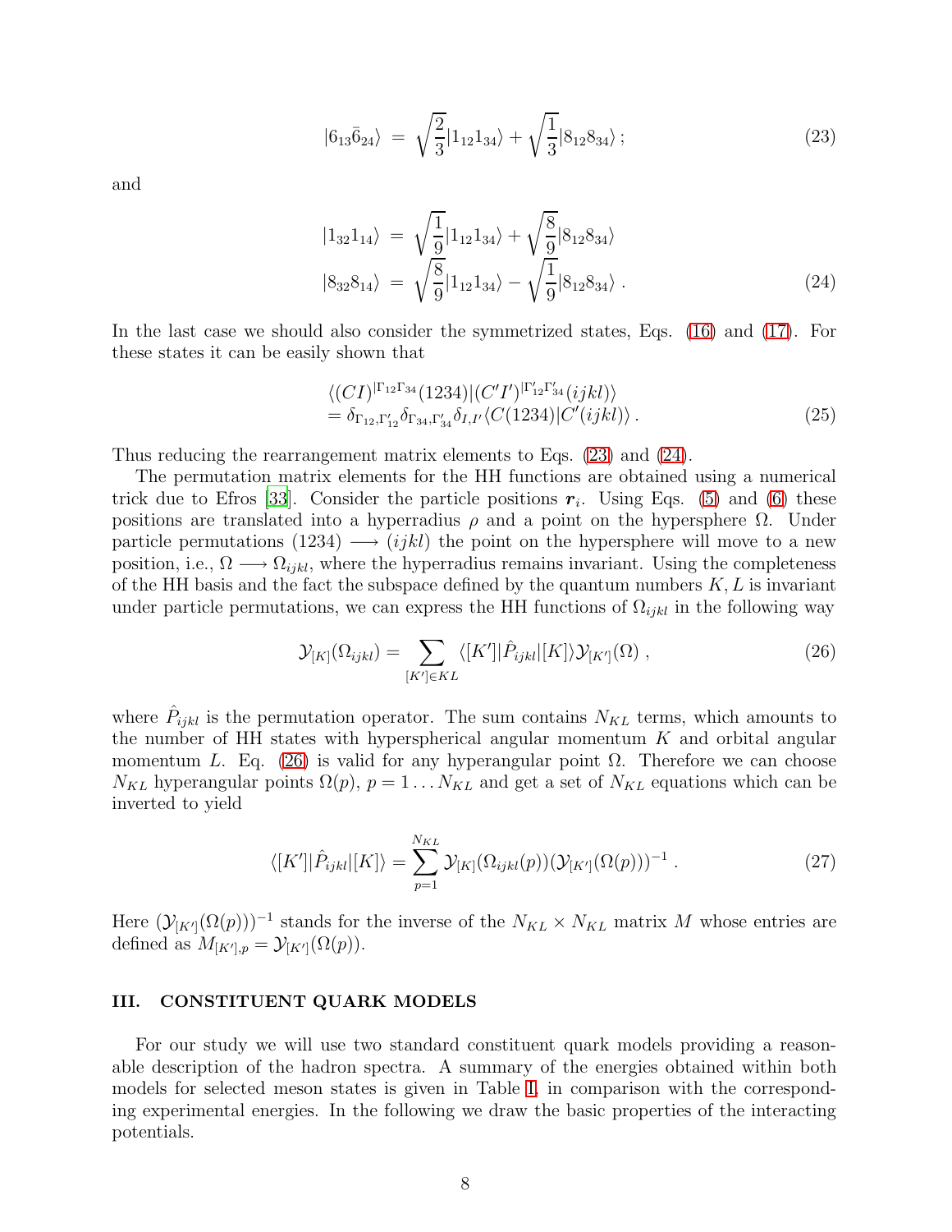$$
|6_{13}\bar{6}_{24}\rangle \;=\; \sqrt{\frac{2}{3}}|1_{12}1_{34}\rangle + \sqrt{\frac{1}{3}}|8_{12}8_{34}\rangle\,; \tag{23}
$$

and

$$
\begin{aligned}
|1_{32}1_{14}\rangle \;&=\; \sqrt{\frac{1}{9}}|1_{12}1_{34}\rangle + \sqrt{\frac{8}{9}}|8_{12}8_{34}\rangle \\
|8_{32}8_{14}\rangle \;&=\; \sqrt{\frac{8}{9}}|1_{12}1_{34}\rangle - \sqrt{\frac{1}{9}}|8_{12}8_{34}\rangle\,.
\end{aligned} \tag{24}
$$

In the last case we should also consider the symmetrized states, Eqs. (16) and (17). For these states it can be easily shown that

$$
\begin{aligned}
&\langle (CI)^{|\Gamma_{12}\Gamma_{34}}(1234)|(C'I')^{|\Gamma'_{12}\Gamma'_{34}}(ijkl)\rangle \\
&= \delta_{\Gamma_{12},\Gamma'_{12}}\delta_{\Gamma_{34},\Gamma'_{34}}\delta_{I,I'}\langle C(1234)|C'(ijkl)\rangle\,.
\end{aligned} \tag{25}
$$

Thus reducing the rearrangement matrix elements to Eqs. (23) and (24).

The permutation matrix elements for the HH functions are obtained using a numerical trick due to Efros [33]. Consider the particle positions $\boldsymbol{r}_i$. Using Eqs. (5) and (6) these positions are translated into a hyperradius $\rho$ and a point on the hypersphere $\Omega$. Under particle permutations $(1234) \longrightarrow (ijkl)$ the point on the hypersphere will move to a new position, i.e., $\Omega \longrightarrow \Omega_{ijkl}$, where the hyperradius remains invariant. Using the completeness of the HH basis and the fact the subspace defined by the quantum numbers $K, L$ is invariant under particle permutations, we can express the HH functions of $\Omega_{ijkl}$ in the following way

$$
\mathcal{Y}_{[K]}(\Omega_{ijkl}) = \sum_{[K']\in KL} \langle [K']|\hat{P}_{ijkl}|[K]\rangle \mathcal{Y}_{[K']}(\Omega)\,, \tag{26}
$$

where $\hat{P}_{ijkl}$ is the permutation operator. The sum contains $N_{KL}$ terms, which amounts to the number of HH states with hyperspherical angular momentum $K$ and orbital angular momentum $L$. Eq. (26) is valid for any hyperangular point $\Omega$. Therefore we can choose $N_{KL}$ hyperangular points $\Omega(p)$, $p = 1 \ldots N_{KL}$ and get a set of $N_{KL}$ equations which can be inverted to yield

$$
\langle [K']|\hat{P}_{ijkl}|[K]\rangle = \sum_{p=1}^{N_{KL}} \mathcal{Y}_{[K]}(\Omega_{ijkl}(p))(\mathcal{Y}_{[K']}(\Omega(p)))^{-1}\,. \tag{27}
$$

Here $(\mathcal{Y}_{[K']}(\Omega(p)))^{-1}$ stands for the inverse of the $N_{KL} \times N_{KL}$ matrix $M$ whose entries are defined as $M_{[K'],p} = \mathcal{Y}_{[K']}(\Omega(p))$.

## III. CONSTITUENT QUARK MODELS

For our study we will use two standard constituent quark models providing a reasonable description of the hadron spectra. A summary of the energies obtained within both models for selected meson states is given in Table I, in comparison with the corresponding experimental energies. In the following we draw the basic properties of the interacting potentials.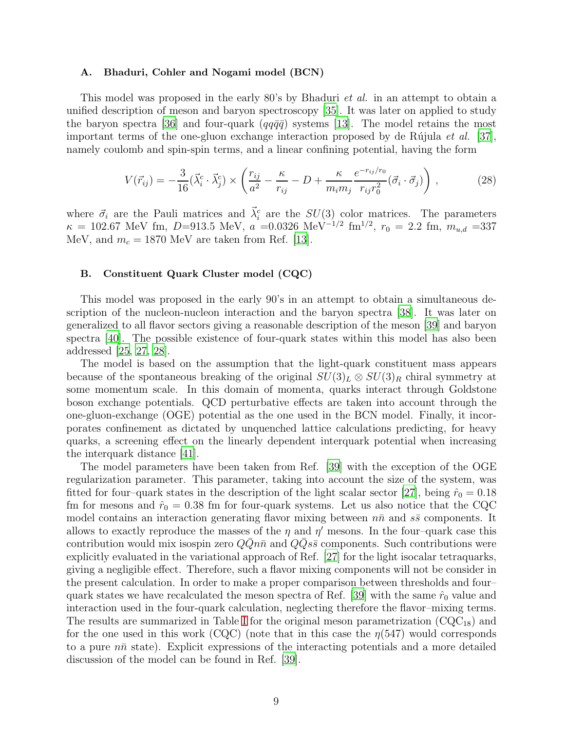### A. Bhaduri, Cohler and Nogami model (BCN)

This model was proposed in the early 80's by Bhaduri *et al.* in an attempt to obtain a unified description of meson and baryon spectroscopy [35]. It was later on applied to study the baryon spectra [36] and four-quark ($qq\bar{q}\bar{q}$) systems [13]. The model retains the most important terms of the one-gluon exchange interaction proposed by de Rújula *et al.* [37], namely coulomb and spin-spin terms, and a linear confining potential, having the form

$$V(\vec{r}_{ij}) = -\frac{3}{16}(\vec{\lambda}_i^c \cdot \vec{\lambda}_j^c) \times \left( \frac{r_{ij}}{a^2} - \frac{\kappa}{r_{ij}} - D + \frac{\kappa}{m_i m_j} \frac{e^{-r_{ij}/r_0}}{r_{ij} r_0^2} (\vec{\sigma}_i \cdot \vec{\sigma}_j) \right) , \tag{28}$$

where $\vec{\sigma}_i$ are the Pauli matrices and $\vec{\lambda}_i^c$ are the $SU(3)$ color matrices. The parameters $\kappa$ = 102.67 MeV fm, $D$=913.5 MeV, $a$ =0.0326 MeV$^{-1/2}$ fm$^{1/2}$, $r_0$ = 2.2 fm, $m_{u,d}$ =337 MeV, and $m_c$ = 1870 MeV are taken from Ref. [13].

### B. Constituent Quark Cluster model (CQC)

This model was proposed in the early 90's in an attempt to obtain a simultaneous description of the nucleon-nucleon interaction and the baryon spectra [38]. It was later on generalized to all flavor sectors giving a reasonable description of the meson [39] and baryon spectra [40]. The possible existence of four-quark states within this model has also been addressed [25, 27, 28].

The model is based on the assumption that the light-quark constituent mass appears because of the spontaneous breaking of the original $SU(3)_L \otimes SU(3)_R$ chiral symmetry at some momentum scale. In this domain of momenta, quarks interact through Goldstone boson exchange potentials. QCD perturbative effects are taken into account through the one-gluon-exchange (OGE) potential as the one used in the BCN model. Finally, it incorporates confinement as dictated by unquenched lattice calculations predicting, for heavy quarks, a screening effect on the linearly dependent interquark potential when increasing the interquark distance [41].

The model parameters have been taken from Ref. [39] with the exception of the OGE regularization parameter. This parameter, taking into account the size of the system, was fitted for four–quark states in the description of the light scalar sector [27], being $\hat{r}_0$ = 0.18 fm for mesons and $\hat{r}_0$ = 0.38 fm for four-quark systems. Let us also notice that the CQC model contains an interaction generating flavor mixing between $n\bar{n}$ and $s\bar{s}$ components. It allows to exactly reproduce the masses of the $\eta$ and $\eta'$ mesons. In the four–quark case this contribution would mix isospin zero $Q\bar{Q}n\bar{n}$ and $Q\bar{Q}s\bar{s}$ components. Such contributions were explicitly evaluated in the variational approach of Ref. [27] for the light isocalar tetraquarks, giving a negligible effect. Therefore, such a flavor mixing components will not be consider in the present calculation. In order to make a proper comparison between thresholds and four–quark states we have recalculated the meson spectra of Ref. [39] with the same $\hat{r}_0$ value and interaction used in the four-quark calculation, neglecting therefore the flavor–mixing terms. The results are summarized in Table I for the original meson parametrization (CQC$_{18}$) and for the one used in this work (CQC) (note that in this case the $\eta(547)$ would corresponds to a pure $n\bar{n}$ state). Explicit expressions of the interacting potentials and a more detailed discussion of the model can be found in Ref. [39].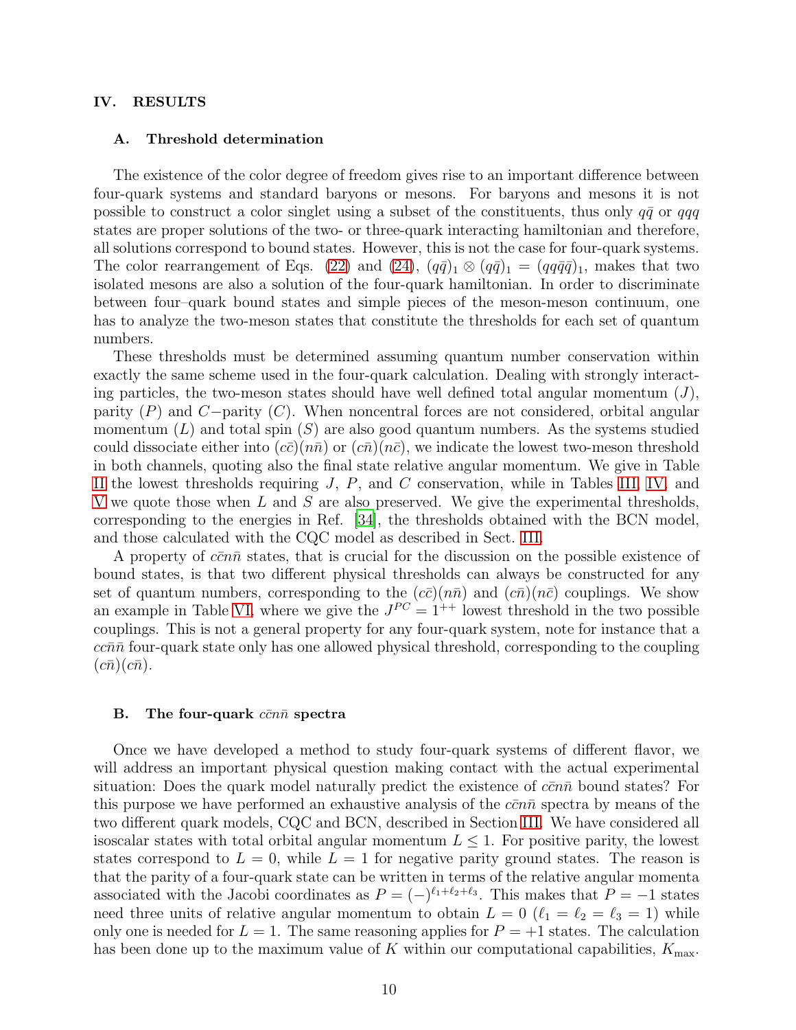## IV. RESULTS

### A. Threshold determination

The existence of the color degree of freedom gives rise to an important difference between four-quark systems and standard baryons or mesons. For baryons and mesons it is not possible to construct a color singlet using a subset of the constituents, thus only $q\bar{q}$ or $qqq$ states are proper solutions of the two- or three-quark interacting hamiltonian and therefore, all solutions correspond to bound states. However, this is not the case for four-quark systems. The color rearrangement of Eqs. (22) and (24), $(q\bar{q})_1 \otimes (q\bar{q})_1 = (qq\bar{q}\bar{q})_1$, makes that two isolated mesons are also a solution of the four-quark hamiltonian. In order to discriminate between four–quark bound states and simple pieces of the meson-meson continuum, one has to analyze the two-meson states that constitute the thresholds for each set of quantum numbers.

These thresholds must be determined assuming quantum number conservation within exactly the same scheme used in the four-quark calculation. Dealing with strongly interacting particles, the two-meson states should have well defined total angular momentum ($J$), parity ($P$) and $C-$parity ($C$). When noncentral forces are not considered, orbital angular momentum ($L$) and total spin ($S$) are also good quantum numbers. As the systems studied could dissociate either into $(c\bar{c})(n\bar{n})$ or $(c\bar{n})(n\bar{c})$, we indicate the lowest two-meson threshold in both channels, quoting also the final state relative angular momentum. We give in Table II the lowest thresholds requiring $J$, $P$, and $C$ conservation, while in Tables III, IV, and V we quote those when $L$ and $S$ are also preserved. We give the experimental thresholds, corresponding to the energies in Ref. [34], the thresholds obtained with the BCN model, and those calculated with the CQC model as described in Sect. III.

A property of $c\bar{c}n\bar{n}$ states, that is crucial for the discussion on the possible existence of bound states, is that two different physical thresholds can always be constructed for any set of quantum numbers, corresponding to the $(c\bar{c})(n\bar{n})$ and $(c\bar{n})(n\bar{c})$ couplings. We show an example in Table VI, where we give the $J^{PC} = 1^{++}$ lowest threshold in the two possible couplings. This is not a general property for any four-quark system, note for instance that a $cc\bar{n}\bar{n}$ four-quark state only has one allowed physical threshold, corresponding to the coupling $(c\bar{n})(c\bar{n})$.

### B. The four-quark $c\bar{c}n\bar{n}$ spectra

Once we have developed a method to study four-quark systems of different flavor, we will address an important physical question making contact with the actual experimental situation: Does the quark model naturally predict the existence of $c\bar{c}n\bar{n}$ bound states? For this purpose we have performed an exhaustive analysis of the $c\bar{c}n\bar{n}$ spectra by means of the two different quark models, CQC and BCN, described in Section III. We have considered all isoscalar states with total orbital angular momentum $L \leq 1$. For positive parity, the lowest states correspond to $L = 0$, while $L = 1$ for negative parity ground states. The reason is that the parity of a four-quark state can be written in terms of the relative angular momenta associated with the Jacobi coordinates as $P = (-)^{\ell_1+\ell_2+\ell_3}$. This makes that $P = -1$ states need three units of relative angular momentum to obtain $L = 0$ ($\ell_1 = \ell_2 = \ell_3 = 1$) while only one is needed for $L = 1$. The same reasoning applies for $P = +1$ states. The calculation has been done up to the maximum value of $K$ within our computational capabilities, $K_{\max}$.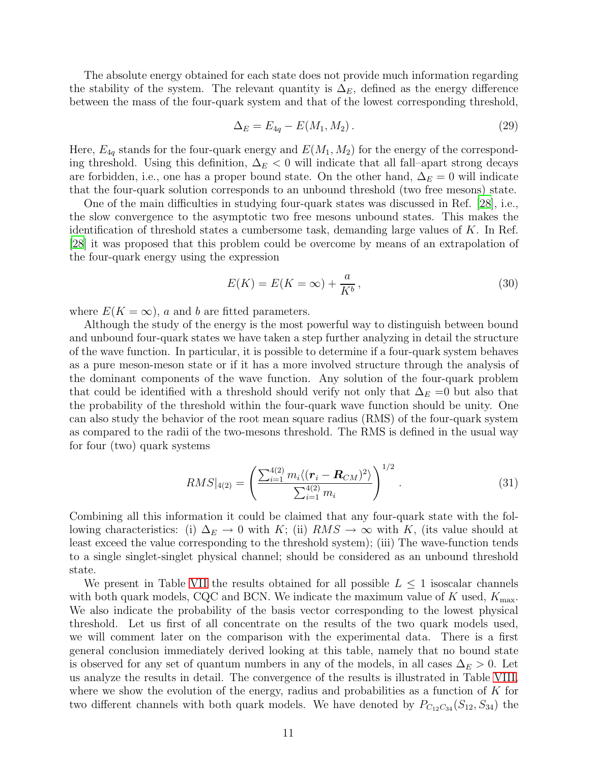The absolute energy obtained for each state does not provide much information regarding the stability of the system. The relevant quantity is $\Delta_E$, defined as the energy difference between the mass of the four-quark system and that of the lowest corresponding threshold,

$$\Delta_E = E_{4q} - E(M_1, M_2)\,. \tag{29}$$

Here, $E_{4q}$ stands for the four-quark energy and $E(M_1, M_2)$ for the energy of the corresponding threshold. Using this definition, $\Delta_E < 0$ will indicate that all fall–apart strong decays are forbidden, i.e., one has a proper bound state. On the other hand, $\Delta_E = 0$ will indicate that the four-quark solution corresponds to an unbound threshold (two free mesons) state.

One of the main difficulties in studying four-quark states was discussed in Ref. [28], i.e., the slow convergence to the asymptotic two free mesons unbound states. This makes the identification of threshold states a cumbersome task, demanding large values of $K$. In Ref. [28] it was proposed that this problem could be overcome by means of an extrapolation of the four-quark energy using the expression

$$E(K) = E(K=\infty) + \frac{a}{K^b}\,, \tag{30}$$

where $E(K=\infty)$, $a$ and $b$ are fitted parameters.

Although the study of the energy is the most powerful way to distinguish between bound and unbound four-quark states we have taken a step further analyzing in detail the structure of the wave function. In particular, it is possible to determine if a four-quark system behaves as a pure meson-meson state or if it has a more involved structure through the analysis of the dominant components of the wave function. Any solution of the four-quark problem that could be identified with a threshold should verify not only that $\Delta_E$ =0 but also that the probability of the threshold within the four-quark wave function should be unity. One can also study the behavior of the root mean square radius (RMS) of the four-quark system as compared to the radii of the two-mesons threshold. The RMS is defined in the usual way for four (two) quark systems

$$RMS|_{4(2)} = \left( \frac{\sum_{i=1}^{4(2)} m_i \langle (\boldsymbol{r}_i - \boldsymbol{R}_{CM})^2 \rangle}{\sum_{i=1}^{4(2)} m_i} \right)^{1/2}\,. \tag{31}$$

Combining all this information it could be claimed that any four-quark state with the following characteristics: (i) $\Delta_E \to 0$ with $K$; (ii) $RMS \to \infty$ with $K$, (its value should at least exceed the value corresponding to the threshold system); (iii) The wave-function tends to a single singlet-singlet physical channel; should be considered as an unbound threshold state.

We present in Table VII the results obtained for all possible $L \leq 1$ isoscalar channels with both quark models, CQC and BCN. We indicate the maximum value of $K$ used, $K_{\rm max}$. We also indicate the probability of the basis vector corresponding to the lowest physical threshold. Let us first of all concentrate on the results of the two quark models used, we will comment later on the comparison with the experimental data. There is a first general conclusion immediately derived looking at this table, namely that no bound state is observed for any set of quantum numbers in any of the models, in all cases $\Delta_E > 0$. Let us analyze the results in detail. The convergence of the results is illustrated in Table VIII, where we show the evolution of the energy, radius and probabilities as a function of $K$ for two different channels with both quark models. We have denoted by $P_{C_{12}C_{34}}(S_{12}, S_{34})$ the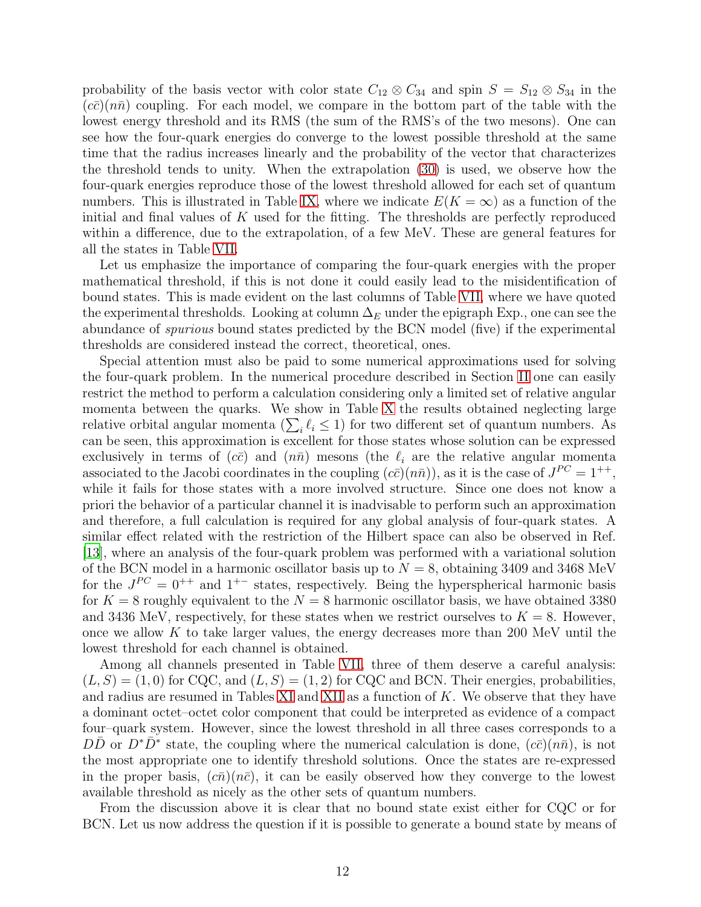probability of the basis vector with color state $C_{12} \otimes C_{34}$ and spin $S = S_{12} \otimes S_{34}$ in the $(c\bar{c})(n\bar{n})$ coupling. For each model, we compare in the bottom part of the table with the lowest energy threshold and its RMS (the sum of the RMS's of the two mesons). One can see how the four-quark energies do converge to the lowest possible threshold at the same time that the radius increases linearly and the probability of the vector that characterizes the threshold tends to unity. When the extrapolation (30) is used, we observe how the four-quark energies reproduce those of the lowest threshold allowed for each set of quantum numbers. This is illustrated in Table IX, where we indicate $E(K = \infty)$ as a function of the initial and final values of $K$ used for the fitting. The thresholds are perfectly reproduced within a difference, due to the extrapolation, of a few MeV. These are general features for all the states in Table VII.

Let us emphasize the importance of comparing the four-quark energies with the proper mathematical threshold, if this is not done it could easily lead to the misidentification of bound states. This is made evident on the last columns of Table VII, where we have quoted the experimental thresholds. Looking at column $\Delta_E$ under the epigraph Exp., one can see the abundance of *spurious* bound states predicted by the BCN model (five) if the experimental thresholds are considered instead the correct, theoretical, ones.

Special attention must also be paid to some numerical approximations used for solving the four-quark problem. In the numerical procedure described in Section II one can easily restrict the method to perform a calculation considering only a limited set of relative angular momenta between the quarks. We show in Table X the results obtained neglecting large relative orbital angular momenta ($\sum_i \ell_i \leq 1$) for two different set of quantum numbers. As can be seen, this approximation is excellent for those states whose solution can be expressed exclusively in terms of $(c\bar{c})$ and $(n\bar{n})$ mesons (the $\ell_i$ are the relative angular momenta associated to the Jacobi coordinates in the coupling $(c\bar{c})(n\bar{n})$), as it is the case of $J^{PC} = 1^{++}$, while it fails for those states with a more involved structure. Since one does not know a priori the behavior of a particular channel it is inadvisable to perform such an approximation and therefore, a full calculation is required for any global analysis of four-quark states. A similar effect related with the restriction of the Hilbert space can also be observed in Ref. [13], where an analysis of the four-quark problem was performed with a variational solution of the BCN model in a harmonic oscillator basis up to $N = 8$, obtaining 3409 and 3468 MeV for the $J^{PC} = 0^{++}$ and $1^{+-}$ states, respectively. Being the hyperspherical harmonic basis for $K = 8$ roughly equivalent to the $N = 8$ harmonic oscillator basis, we have obtained 3380 and 3436 MeV, respectively, for these states when we restrict ourselves to $K = 8$. However, once we allow $K$ to take larger values, the energy decreases more than 200 MeV until the lowest threshold for each channel is obtained.

Among all channels presented in Table VII, three of them deserve a careful analysis: $(L, S) = (1, 0)$ for CQC, and $(L, S) = (1, 2)$ for CQC and BCN. Their energies, probabilities, and radius are resumed in Tables XI and XII as a function of $K$. We observe that they have a dominant octet–octet color component that could be interpreted as evidence of a compact four–quark system. However, since the lowest threshold in all three cases corresponds to a $D\bar{D}$ or $D^*\bar{D}^*$ state, the coupling where the numerical calculation is done, $(c\bar{c})(n\bar{n})$, is not the most appropriate one to identify threshold solutions. Once the states are re-expressed in the proper basis, $(c\bar{n})(n\bar{c})$, it can be easily observed how they converge to the lowest available threshold as nicely as the other sets of quantum numbers.

From the discussion above it is clear that no bound state exist either for CQC or for BCN. Let us now address the question if it is possible to generate a bound state by means of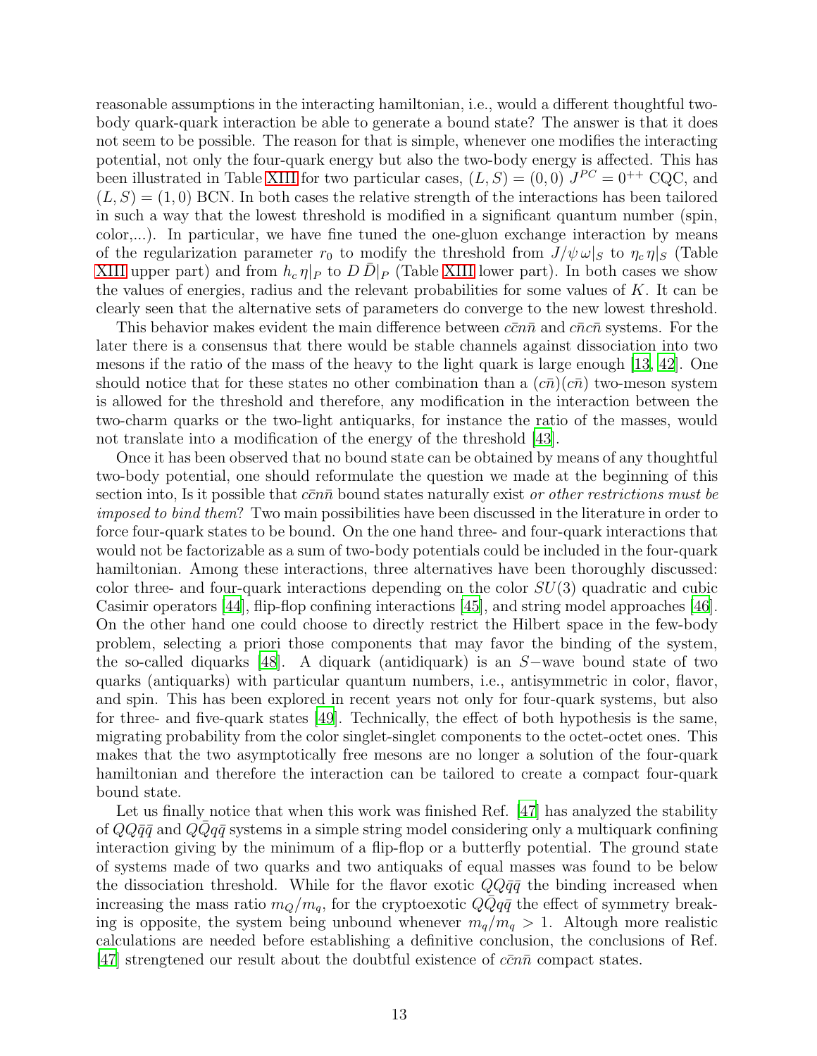reasonable assumptions in the interacting hamiltonian, i.e., would a different thoughtful two-body quark-quark interaction be able to generate a bound state? The answer is that it does not seem to be possible. The reason for that is simple, whenever one modifies the interacting potential, not only the four-quark energy but also the two-body energy is affected. This has been illustrated in Table XIII for two particular cases, $(L,S)=(0,0)$ $J^{PC}=0^{++}$ CQC, and $(L,S)=(1,0)$ BCN. In both cases the relative strength of the interactions has been tailored in such a way that the lowest threshold is modified in a significant quantum number (spin, color,...). In particular, we have fine tuned the one-gluon exchange interaction by means of the regularization parameter $r_0$ to modify the threshold from $J/\psi\,\omega|_S$ to $\eta_c\,\eta|_S$ (Table XIII upper part) and from $h_c\,\eta|_P$ to $D\,\bar{D}|_P$ (Table XIII lower part). In both cases we show the values of energies, radius and the relevant probabilities for some values of $K$. It can be clearly seen that the alternative sets of parameters do converge to the new lowest threshold.

This behavior makes evident the main difference between $c\bar{c}n\bar{n}$ and $c\bar{n}c\bar{n}$ systems. For the later there is a consensus that there would be stable channels against dissociation into two mesons if the ratio of the mass of the heavy to the light quark is large enough [13, 42]. One should notice that for these states no other combination than a $(c\bar{n})(c\bar{n})$ two-meson system is allowed for the threshold and therefore, any modification in the interaction between the two-charm quarks or the two-light antiquarks, for instance the ratio of the masses, would not translate into a modification of the energy of the threshold [43].

Once it has been observed that no bound state can be obtained by means of any thoughtful two-body potential, one should reformulate the question we made at the beginning of this section into, Is it possible that $c\bar{c}n\bar{n}$ bound states naturally exist *or other restrictions must be imposed to bind them*? Two main possibilities have been discussed in the literature in order to force four-quark states to be bound. On the one hand three- and four-quark interactions that would not be factorizable as a sum of two-body potentials could be included in the four-quark hamiltonian. Among these interactions, three alternatives have been thoroughly discussed: color three- and four-quark interactions depending on the color $SU(3)$ quadratic and cubic Casimir operators [44], flip-flop confining interactions [45], and string model approaches [46]. On the other hand one could choose to directly restrict the Hilbert space in the few-body problem, selecting a priori those components that may favor the binding of the system, the so-called diquarks [48]. A diquark (antidiquark) is an $S-$wave bound state of two quarks (antiquarks) with particular quantum numbers, i.e., antisymmetric in color, flavor, and spin. This has been explored in recent years not only for four-quark systems, but also for three- and five-quark states [49]. Technically, the effect of both hypothesis is the same, migrating probability from the color singlet-singlet components to the octet-octet ones. This makes that the two asymptotically free mesons are no longer a solution of the four-quark hamiltonian and therefore the interaction can be tailored to create a compact four-quark bound state.

Let us finally notice that when this work was finished Ref. [47] has analyzed the stability of $QQ\bar{q}\bar{q}$ and $Q\bar{Q}q\bar{q}$ systems in a simple string model considering only a multiquark confining interaction giving by the minimum of a flip-flop or a butterfly potential. The ground state of systems made of two quarks and two antiquaks of equal masses was found to be below the dissociation threshold. While for the flavor exotic $QQ\bar{q}\bar{q}$ the binding increased when increasing the mass ratio $m_Q/m_q$, for the cryptoexotic $Q\bar{Q}q\bar{q}$ the effect of symmetry breaking is opposite, the system being unbound whenever $m_q/m_q > 1$. Altough more realistic calculations are needed before establishing a definitive conclusion, the conclusions of Ref. [47] strengtened our result about the doubtful existence of $c\bar{c}n\bar{n}$ compact states.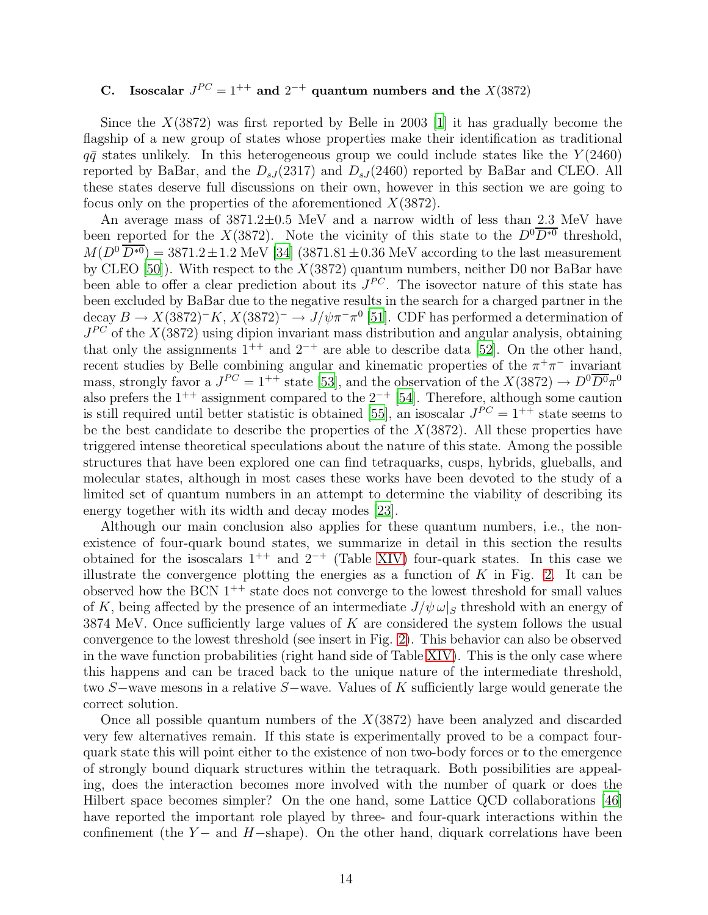### C. Isoscalar $J^{PC} = 1^{++}$ and $2^{-+}$ quantum numbers and the $X(3872)$

Since the $X(3872)$ was first reported by Belle in 2003 [1] it has gradually become the flagship of a new group of states whose properties make their identification as traditional $q\bar{q}$ states unlikely. In this heterogeneous group we could include states like the $Y(2460)$ reported by BaBar, and the $D_{sJ}(2317)$ and $D_{sJ}(2460)$ reported by BaBar and CLEO. All these states deserve full discussions on their own, however in this section we are going to focus only on the properties of the aforementioned $X(3872)$.

An average mass of 3871.2±0.5 MeV and a narrow width of less than 2.3 MeV have been reported for the $X(3872)$. Note the vicinity of this state to the $D^0\overline{D^{*0}}$ threshold, $M(D^0\,\overline{D^{*0}}) = 3871.2 \pm 1.2$ MeV [34] ($3871.81 \pm 0.36$ MeV according to the last measurement by CLEO [50]). With respect to the $X(3872)$ quantum numbers, neither D0 nor BaBar have been able to offer a clear prediction about its $J^{PC}$. The isovector nature of this state has been excluded by BaBar due to the negative results in the search for a charged partner in the decay $B \to X(3872)^- K$, $X(3872)^- \to J/\psi\pi^-\pi^0$ [51]. CDF has performed a determination of $J^{PC}$ of the $X(3872)$ using dipion invariant mass distribution and angular analysis, obtaining that only the assignments $1^{++}$ and $2^{-+}$ are able to describe data [52]. On the other hand, recent studies by Belle combining angular and kinematic properties of the $\pi^+\pi^-$ invariant mass, strongly favor a $J^{PC} = 1^{++}$ state [53], and the observation of the $X(3872) \to D^0\overline{D^0}\pi^0$ also prefers the $1^{++}$ assignment compared to the $2^{-+}$ [54]. Therefore, although some caution is still required until better statistic is obtained [55], an isoscalar $J^{PC} = 1^{++}$ state seems to be the best candidate to describe the properties of the $X(3872)$. All these properties have triggered intense theoretical speculations about the nature of this state. Among the possible structures that have been explored one can find tetraquarks, cusps, hybrids, glueballs, and molecular states, although in most cases these works have been devoted to the study of a limited set of quantum numbers in an attempt to determine the viability of describing its energy together with its width and decay modes [23].

Although our main conclusion also applies for these quantum numbers, i.e., the non-existence of four-quark bound states, we summarize in detail in this section the results obtained for the isoscalars $1^{++}$ and $2^{-+}$ (Table XIV) four-quark states. In this case we illustrate the convergence plotting the energies as a function of $K$ in Fig. 2. It can be observed how the BCN $1^{++}$ state does not converge to the lowest threshold for small values of $K$, being affected by the presence of an intermediate $J/\psi\,\omega|_S$ threshold with an energy of 3874 MeV. Once sufficiently large values of $K$ are considered the system follows the usual convergence to the lowest threshold (see insert in Fig. 2). This behavior can also be observed in the wave function probabilities (right hand side of Table XIV). This is the only case where this happens and can be traced back to the unique nature of the intermediate threshold, two $S-$wave mesons in a relative $S-$wave. Values of $K$ sufficiently large would generate the correct solution.

Once all possible quantum numbers of the $X(3872)$ have been analyzed and discarded very few alternatives remain. If this state is experimentally proved to be a compact four-quark state this will point either to the existence of non two-body forces or to the emergence of strongly bound diquark structures within the tetraquark. Both possibilities are appealing, does the interaction becomes more involved with the number of quark or does the Hilbert space becomes simpler? On the one hand, some Lattice QCD collaborations [46] have reported the important role played by three- and four-quark interactions within the confinement (the $Y-$ and $H-$shape). On the other hand, diquark correlations have been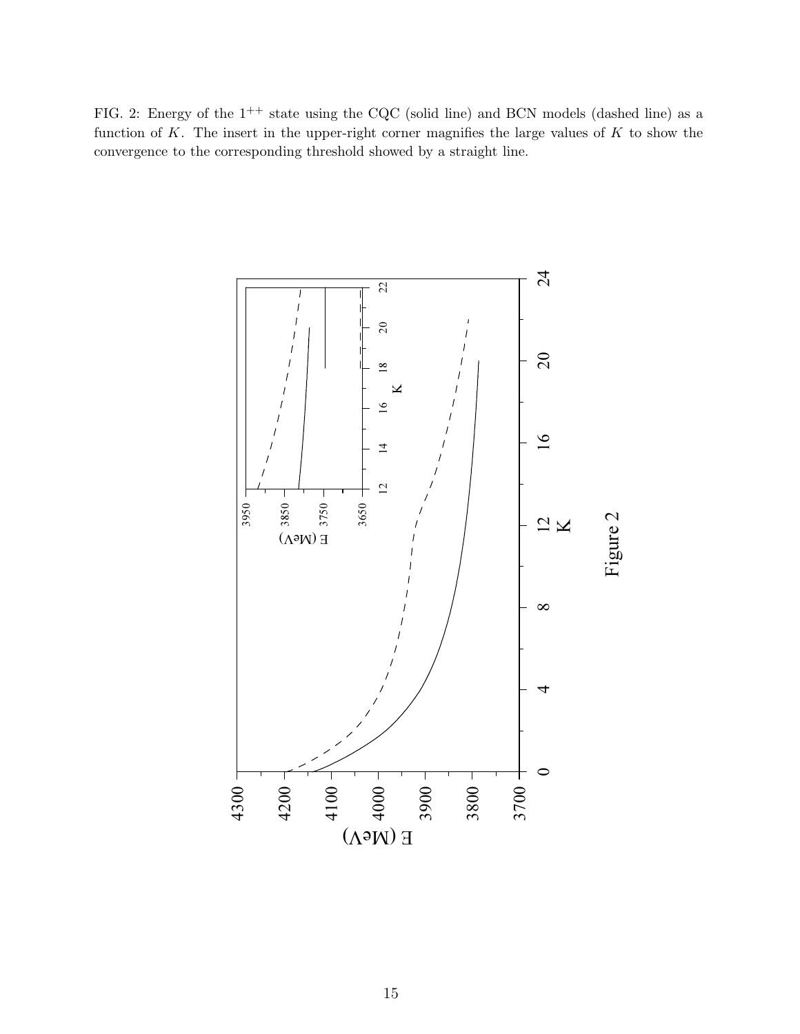FIG. 2: Energy of the $1^{++}$ state using the CQC (solid line) and BCN models (dashed line) as a function of $K$. The insert in the upper-right corner magnifies the large values of $K$ to show the convergence to the corresponding threshold showed by a straight line.

Figure 2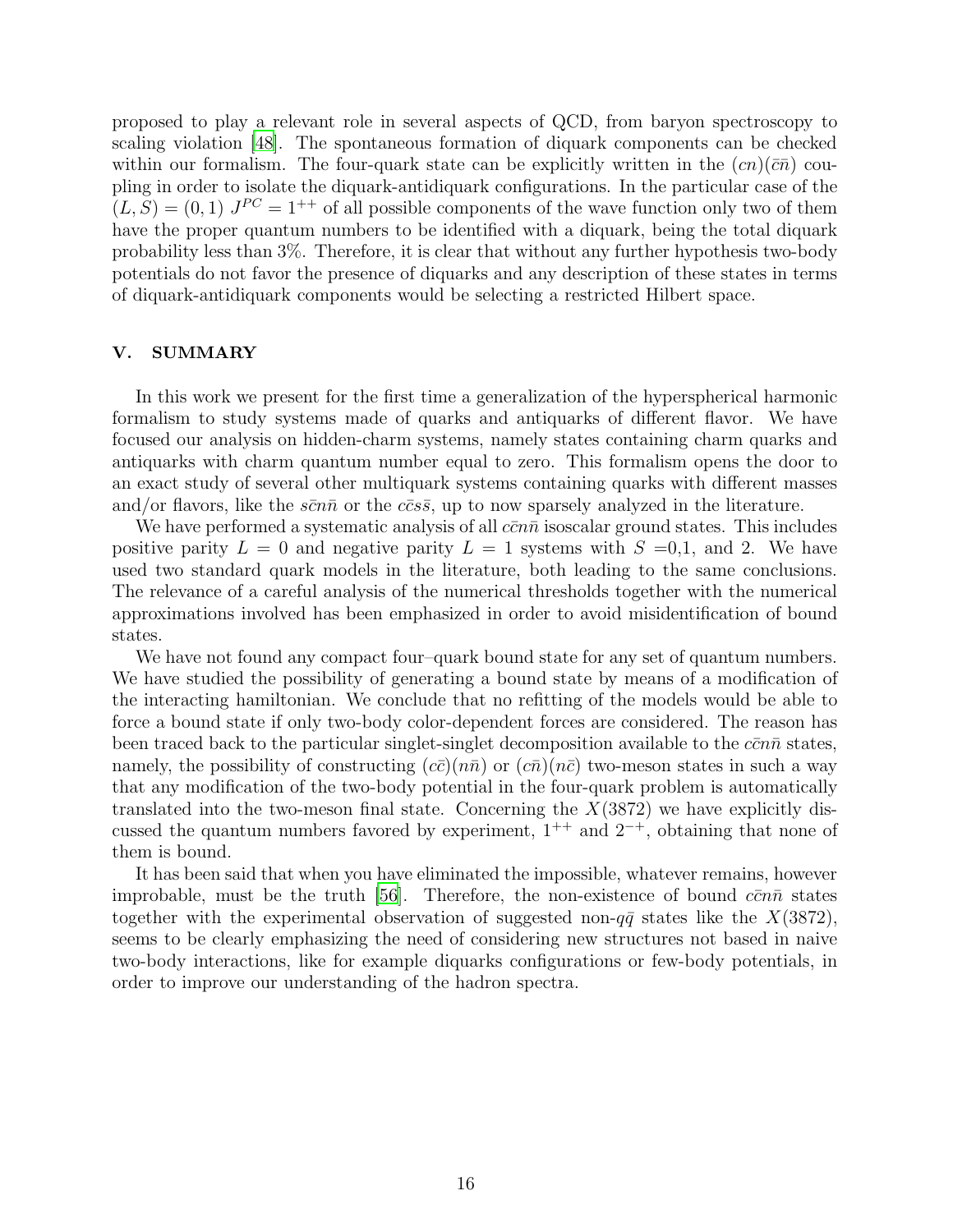proposed to play a relevant role in several aspects of QCD, from baryon spectroscopy to scaling violation [48]. The spontaneous formation of diquark components can be checked within our formalism. The four-quark state can be explicitly written in the $(cn)(\bar{c}\bar{n})$ coupling in order to isolate the diquark-antidiquark configurations. In the particular case of the $(L,S)=(0,1)$ $J^{PC}=1^{++}$ of all possible components of the wave function only two of them have the proper quantum numbers to be identified with a diquark, being the total diquark probability less than 3%. Therefore, it is clear that without any further hypothesis two-body potentials do not favor the presence of diquarks and any description of these states in terms of diquark-antidiquark components would be selecting a restricted Hilbert space.

## V. SUMMARY

In this work we present for the first time a generalization of the hyperspherical harmonic formalism to study systems made of quarks and antiquarks of different flavor. We have focused our analysis on hidden-charm systems, namely states containing charm quarks and antiquarks with charm quantum number equal to zero. This formalism opens the door to an exact study of several other multiquark systems containing quarks with different masses and/or flavors, like the $s\bar{c}n\bar{n}$ or the $c\bar{c}s\bar{s}$, up to now sparsely analyzed in the literature.

We have performed a systematic analysis of all $c\bar{c}n\bar{n}$ isoscalar ground states. This includes positive parity $L=0$ and negative parity $L=1$ systems with $S$ =0,1, and 2. We have used two standard quark models in the literature, both leading to the same conclusions. The relevance of a careful analysis of the numerical thresholds together with the numerical approximations involved has been emphasized in order to avoid misidentification of bound states.

We have not found any compact four–quark bound state for any set of quantum numbers. We have studied the possibility of generating a bound state by means of a modification of the interacting hamiltonian. We conclude that no refitting of the models would be able to force a bound state if only two-body color-dependent forces are considered. The reason has been traced back to the particular singlet-singlet decomposition available to the $c\bar{c}n\bar{n}$ states, namely, the possibility of constructing $(c\bar{c})(n\bar{n})$ or $(c\bar{n})(n\bar{c})$ two-meson states in such a way that any modification of the two-body potential in the four-quark problem is automatically translated into the two-meson final state. Concerning the $X(3872)$ we have explicitly discussed the quantum numbers favored by experiment, $1^{++}$ and $2^{-+}$, obtaining that none of them is bound.

It has been said that when you have eliminated the impossible, whatever remains, however improbable, must be the truth [56]. Therefore, the non-existence of bound $c\bar{c}n\bar{n}$ states together with the experimental observation of suggested non-$q\bar{q}$ states like the $X(3872)$, seems to be clearly emphasizing the need of considering new structures not based in naive two-body interactions, like for example diquarks configurations or few-body potentials, in order to improve our understanding of the hadron spectra.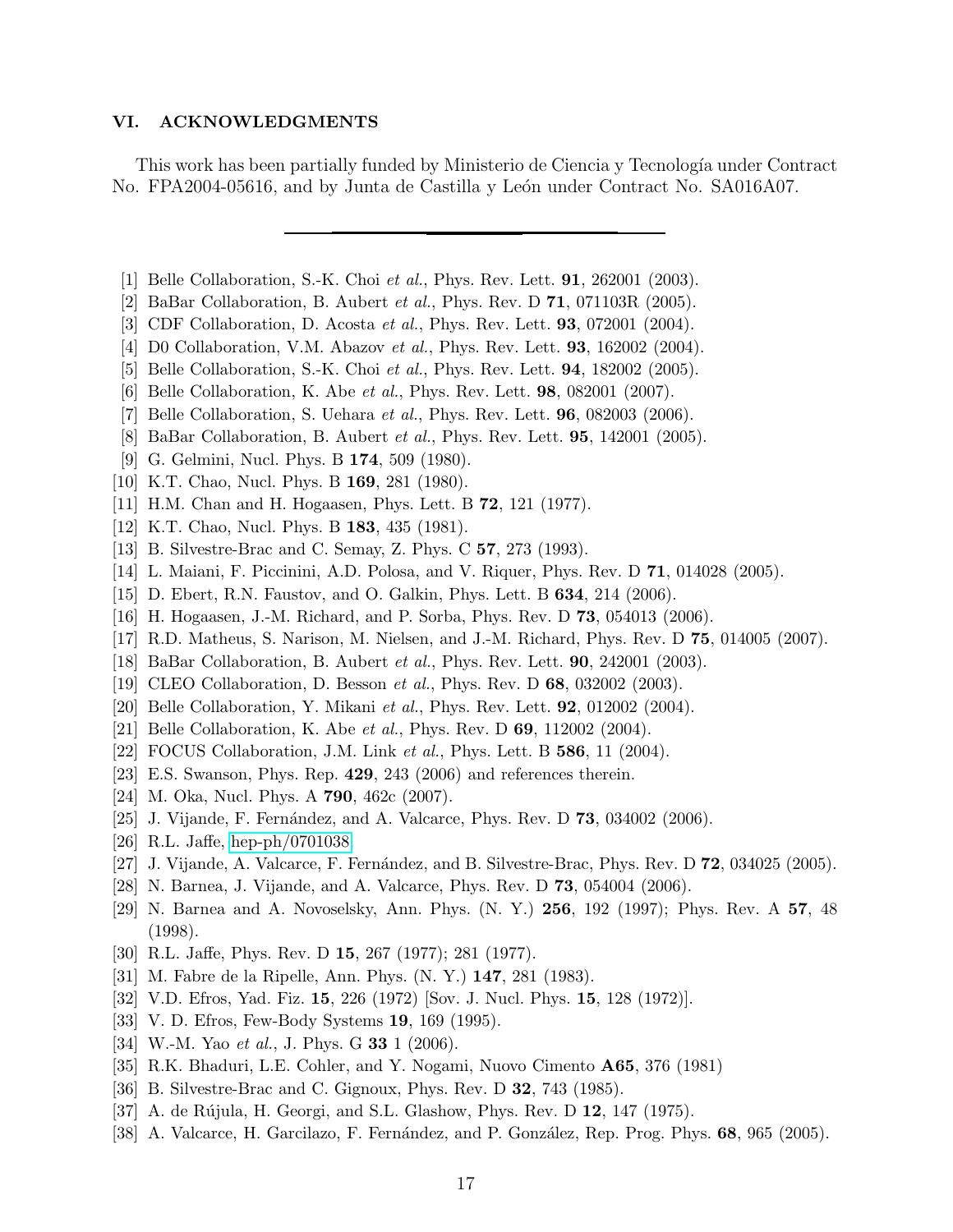## VI. ACKNOWLEDGMENTS

This work has been partially funded by Ministerio de Ciencia y Tecnología under Contract No. FPA2004-05616, and by Junta de Castilla y León under Contract No. SA016A07.

---

[1] Belle Collaboration, S.-K. Choi *et al.*, Phys. Rev. Lett. **91**, 262001 (2003).

[2] BaBar Collaboration, B. Aubert *et al.*, Phys. Rev. D **71**, 071103R (2005).

[3] CDF Collaboration, D. Acosta *et al.*, Phys. Rev. Lett. **93**, 072001 (2004).

[4] D0 Collaboration, V.M. Abazov *et al.*, Phys. Rev. Lett. **93**, 162002 (2004).

[5] Belle Collaboration, S.-K. Choi *et al.*, Phys. Rev. Lett. **94**, 182002 (2005).

[6] Belle Collaboration, K. Abe *et al.*, Phys. Rev. Lett. **98**, 082001 (2007).

[7] Belle Collaboration, S. Uehara *et al.*, Phys. Rev. Lett. **96**, 082003 (2006).

[8] BaBar Collaboration, B. Aubert *et al.*, Phys. Rev. Lett. **95**, 142001 (2005).

[9] G. Gelmini, Nucl. Phys. B **174**, 509 (1980).

[10] K.T. Chao, Nucl. Phys. B **169**, 281 (1980).

[11] H.M. Chan and H. Hogaasen, Phys. Lett. B **72**, 121 (1977).

[12] K.T. Chao, Nucl. Phys. B **183**, 435 (1981).

[13] B. Silvestre-Brac and C. Semay, Z. Phys. C **57**, 273 (1993).

[14] L. Maiani, F. Piccinini, A.D. Polosa, and V. Riquer, Phys. Rev. D **71**, 014028 (2005).

[15] D. Ebert, R.N. Faustov, and O. Galkin, Phys. Lett. B **634**, 214 (2006).

[16] H. Hogaasen, J.-M. Richard, and P. Sorba, Phys. Rev. D **73**, 054013 (2006).

[17] R.D. Matheus, S. Narison, M. Nielsen, and J.-M. Richard, Phys. Rev. D **75**, 014005 (2007).

[18] BaBar Collaboration, B. Aubert *et al.*, Phys. Rev. Lett. **90**, 242001 (2003).

[19] CLEO Collaboration, D. Besson *et al.*, Phys. Rev. D **68**, 032002 (2003).

[20] Belle Collaboration, Y. Mikani *et al.*, Phys. Rev. Lett. **92**, 012002 (2004).

[21] Belle Collaboration, K. Abe *et al.*, Phys. Rev. D **69**, 112002 (2004).

[22] FOCUS Collaboration, J.M. Link *et al.*, Phys. Lett. B **586**, 11 (2004).

[23] E.S. Swanson, Phys. Rep. **429**, 243 (2006) and references therein.

[24] M. Oka, Nucl. Phys. A **790**, 462c (2007).

[25] J. Vijande, F. Fernández, and A. Valcarce, Phys. Rev. D **73**, 034002 (2006).

[26] R.L. Jaffe, hep-ph/0701038.

[27] J. Vijande, A. Valcarce, F. Fernández, and B. Silvestre-Brac, Phys. Rev. D **72**, 034025 (2005).

[28] N. Barnea, J. Vijande, and A. Valcarce, Phys. Rev. D **73**, 054004 (2006).

[29] N. Barnea and A. Novoselsky, Ann. Phys. (N. Y.) **256**, 192 (1997); Phys. Rev. A **57**, 48 (1998).

[30] R.L. Jaffe, Phys. Rev. D **15**, 267 (1977); 281 (1977).

[31] M. Fabre de la Ripelle, Ann. Phys. (N. Y.) **147**, 281 (1983).

[32] V.D. Efros, Yad. Fiz. **15**, 226 (1972) [Sov. J. Nucl. Phys. **15**, 128 (1972)].

[33] V. D. Efros, Few-Body Systems **19**, 169 (1995).

[34] W.-M. Yao *et al.*, J. Phys. G **33** 1 (2006).

[35] R.K. Bhaduri, L.E. Cohler, and Y. Nogami, Nuovo Cimento **A65**, 376 (1981)

[36] B. Silvestre-Brac and C. Gignoux, Phys. Rev. D **32**, 743 (1985).

[37] A. de Rújula, H. Georgi, and S.L. Glashow, Phys. Rev. D **12**, 147 (1975).

[38] A. Valcarce, H. Garcilazo, F. Fernández, and P. González, Rep. Prog. Phys. **68**, 965 (2005).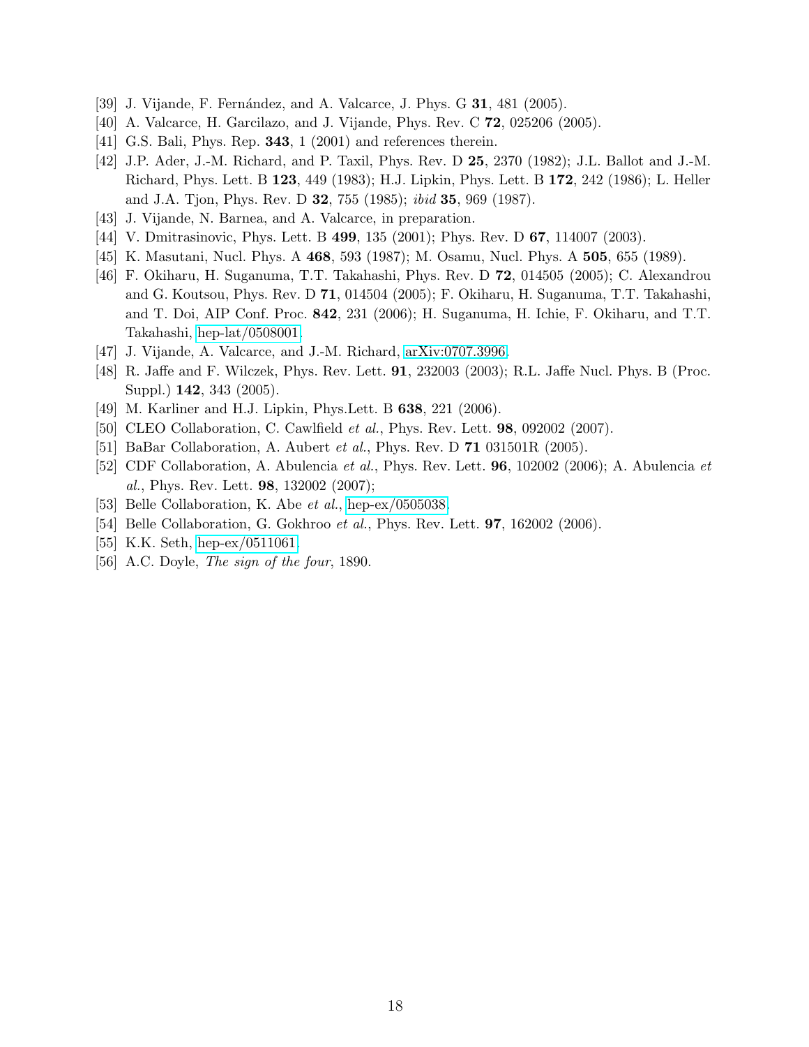[39] J. Vijande, F. Fernández, and A. Valcarce, J. Phys. G **31**, 481 (2005).

[40] A. Valcarce, H. Garcilazo, and J. Vijande, Phys. Rev. C **72**, 025206 (2005).

[41] G.S. Bali, Phys. Rep. **343**, 1 (2001) and references therein.

[42] J.P. Ader, J.-M. Richard, and P. Taxil, Phys. Rev. D **25**, 2370 (1982); J.L. Ballot and J.-M. Richard, Phys. Lett. B **123**, 449 (1983); H.J. Lipkin, Phys. Lett. B **172**, 242 (1986); L. Heller and J.A. Tjon, Phys. Rev. D **32**, 755 (1985); *ibid* **35**, 969 (1987).

[43] J. Vijande, N. Barnea, and A. Valcarce, in preparation.

[44] V. Dmitrasinovic, Phys. Lett. B **499**, 135 (2001); Phys. Rev. D **67**, 114007 (2003).

[45] K. Masutani, Nucl. Phys. A **468**, 593 (1987); M. Osamu, Nucl. Phys. A **505**, 655 (1989).

[46] F. Okiharu, H. Suganuma, T.T. Takahashi, Phys. Rev. D **72**, 014505 (2005); C. Alexandrou and G. Koutsou, Phys. Rev. D **71**, 014504 (2005); F. Okiharu, H. Suganuma, T.T. Takahashi, and T. Doi, AIP Conf. Proc. **842**, 231 (2006); H. Suganuma, H. Ichie, F. Okiharu, and T.T. Takahashi, hep-lat/0508001.

[47] J. Vijande, A. Valcarce, and J.-M. Richard, arXiv:0707.3996.

[48] R. Jaffe and F. Wilczek, Phys. Rev. Lett. **91**, 232003 (2003); R.L. Jaffe Nucl. Phys. B (Proc. Suppl.) **142**, 343 (2005).

[49] M. Karliner and H.J. Lipkin, Phys.Lett. B **638**, 221 (2006).

[50] CLEO Collaboration, C. Cawlfield *et al.*, Phys. Rev. Lett. **98**, 092002 (2007).

[51] BaBar Collaboration, A. Aubert *et al.*, Phys. Rev. D **71** 031501R (2005).

[52] CDF Collaboration, A. Abulencia *et al.*, Phys. Rev. Lett. **96**, 102002 (2006); A. Abulencia *et al.*, Phys. Rev. Lett. **98**, 132002 (2007);

[53] Belle Collaboration, K. Abe *et al.*, hep-ex/0505038.

[54] Belle Collaboration, G. Gokhroo *et al.*, Phys. Rev. Lett. **97**, 162002 (2006).

[55] K.K. Seth, hep-ex/0511061.

[56] A.C. Doyle, *The sign of the four*, 1890.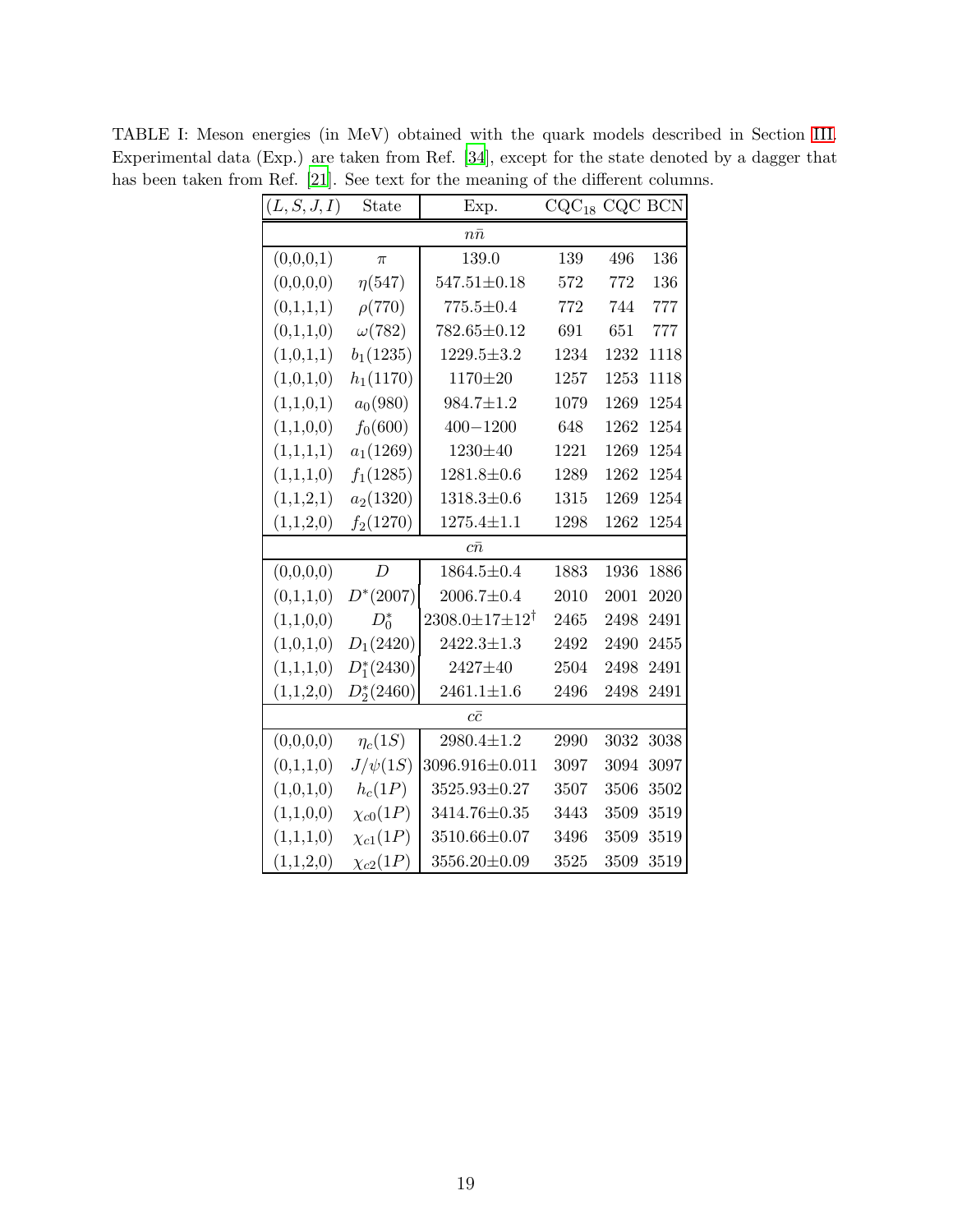TABLE I: Meson energies (in MeV) obtained with the quark models described in Section III. Experimental data (Exp.) are taken from Ref. [34], except for the state denoted by a dagger that has been taken from Ref. [21]. See text for the meaning of the different columns.

| $(L,S,J,I)$ | State | Exp. | $\mathrm{CQC}_{18}$ | CQC | BCN |
|---|---|---|---|---|---|
| | | $n\bar{n}$ | | | |
| (0,0,0,1) | $\pi$ | 139.0 | 139 | 496 | 136 |
| (0,0,0,0) | $\eta(547)$ | 547.51$\pm$0.18 | 572 | 772 | 136 |
| (0,1,1,1) | $\rho(770)$ | 775.5$\pm$0.4 | 772 | 744 | 777 |
| (0,1,1,0) | $\omega(782)$ | 782.65$\pm$0.12 | 691 | 651 | 777 |
| (1,0,1,1) | $b_1(1235)$ | 1229.5$\pm$3.2 | 1234 | 1232 | 1118 |
| (1,0,1,0) | $h_1(1170)$ | 1170$\pm$20 | 1257 | 1253 | 1118 |
| (1,1,0,1) | $a_0(980)$ | 984.7$\pm$1.2 | 1079 | 1269 | 1254 |
| (1,1,0,0) | $f_0(600)$ | 400$-$1200 | 648 | 1262 | 1254 |
| (1,1,1,1) | $a_1(1269)$ | 1230$\pm$40 | 1221 | 1269 | 1254 |
| (1,1,1,0) | $f_1(1285)$ | 1281.8$\pm$0.6 | 1289 | 1262 | 1254 |
| (1,1,2,1) | $a_2(1320)$ | 1318.3$\pm$0.6 | 1315 | 1269 | 1254 |
| (1,1,2,0) | $f_2(1270)$ | 1275.4$\pm$1.1 | 1298 | 1262 | 1254 |
| | | $c\bar{n}$ | | | |
| (0,0,0,0) | $D$ | 1864.5$\pm$0.4 | 1883 | 1936 | 1886 |
| (0,1,1,0) | $D^*(2007)$ | 2006.7$\pm$0.4 | 2010 | 2001 | 2020 |
| (1,1,0,0) | $D_0^*$ | 2308.0$\pm$17$\pm$12$^\dagger$ | 2465 | 2498 | 2491 |
| (1,0,1,0) | $D_1(2420)$ | 2422.3$\pm$1.3 | 2492 | 2490 | 2455 |
| (1,1,1,0) | $D_1^*(2430)$ | 2427$\pm$40 | 2504 | 2498 | 2491 |
| (1,1,2,0) | $D_2^*(2460)$ | 2461.1$\pm$1.6 | 2496 | 2498 | 2491 |
| | | $c\bar{c}$ | | | |
| (0,0,0,0) | $\eta_c(1S)$ | 2980.4$\pm$1.2 | 2990 | 3032 | 3038 |
| (0,1,1,0) | $J/\psi(1S)$ | 3096.916$\pm$0.011 | 3097 | 3094 | 3097 |
| (1,0,1,0) | $h_c(1P)$ | 3525.93$\pm$0.27 | 3507 | 3506 | 3502 |
| (1,1,0,0) | $\chi_{c0}(1P)$ | 3414.76$\pm$0.35 | 3443 | 3509 | 3519 |
| (1,1,1,0) | $\chi_{c1}(1P)$ | 3510.66$\pm$0.07 | 3496 | 3509 | 3519 |
| (1,1,2,0) | $\chi_{c2}(1P)$ | 3556.20$\pm$0.09 | 3525 | 3509 | 3519 |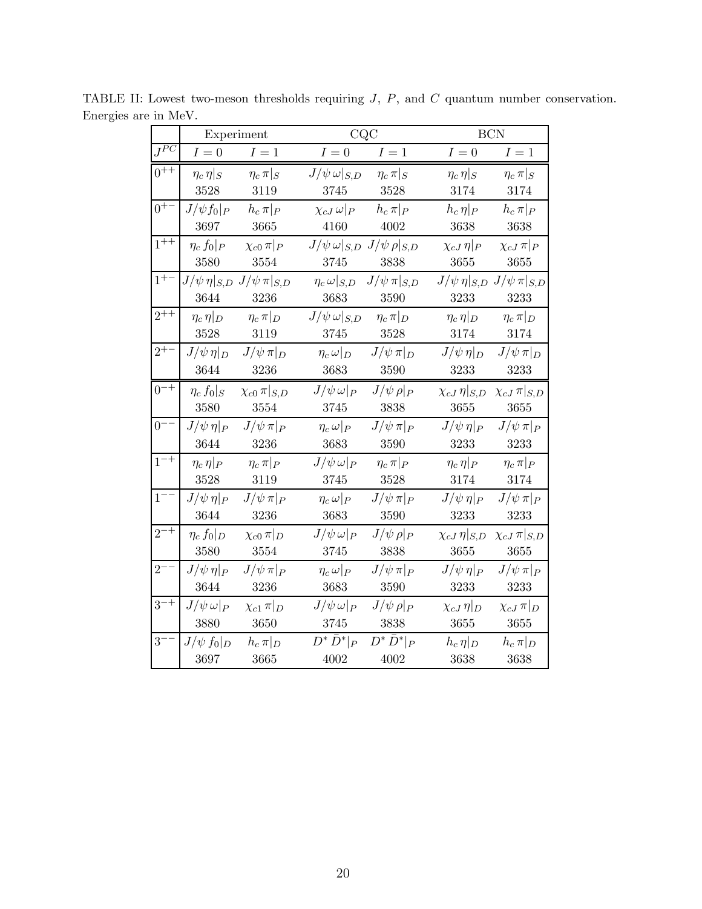TABLE II: Lowest two-meson thresholds requiring $J$, $P$, and $C$ quantum number conservation. Energies are in MeV.

| | Experiment | | CQC | | BCN | |
|---|---|---|---|---|---|---|
| $J^{PC}$ | $I=0$ | $I=1$ | $I=0$ | $I=1$ | $I=0$ | $I=1$ |
| $0^{++}$ | $\eta_c\,\eta\vert_S$ <br> 3528 | $\eta_c\,\pi\vert_S$ <br> 3119 | $J/\psi\,\omega\vert_{S,D}$ <br> 3745 | $\eta_c\,\pi\vert_S$ <br> 3528 | $\eta_c\,\eta\vert_S$ <br> 3174 | $\eta_c\,\pi\vert_S$ <br> 3174 |
| $0^{+-}$ | $J/\psi f_0\vert_P$ <br> 3697 | $h_c\,\pi\vert_P$ <br> 3665 | $\chi_{cJ}\,\omega\vert_P$ <br> 4160 | $h_c\,\pi\vert_P$ <br> 4002 | $h_c\,\eta\vert_P$ <br> 3638 | $h_c\,\pi\vert_P$ <br> 3638 |
| $1^{++}$ | $\eta_c\,f_0\vert_P$ <br> 3580 | $\chi_{c0}\,\pi\vert_P$ <br> 3554 | $J/\psi\,\omega\vert_{S,D}$ <br> 3745 | $J/\psi\,\rho\vert_{S,D}$ <br> 3838 | $\chi_{cJ}\,\eta\vert_P$ <br> 3655 | $\chi_{cJ}\,\pi\vert_P$ <br> 3655 |
| $1^{+-}$ | $J/\psi\,\eta\vert_{S,D}$ <br> 3644 | $J/\psi\,\pi\vert_{S,D}$ <br> 3236 | $\eta_c\,\omega\vert_{S,D}$ <br> 3683 | $J/\psi\,\pi\vert_{S,D}$ <br> 3590 | $J/\psi\,\eta\vert_{S,D}$ <br> 3233 | $J/\psi\,\pi\vert_{S,D}$ <br> 3233 |
| $2^{++}$ | $\eta_c\,\eta\vert_D$ <br> 3528 | $\eta_c\,\pi\vert_D$ <br> 3119 | $J/\psi\,\omega\vert_{S,D}$ <br> 3745 | $\eta_c\,\pi\vert_D$ <br> 3528 | $\eta_c\,\eta\vert_D$ <br> 3174 | $\eta_c\,\pi\vert_D$ <br> 3174 |
| $2^{+-}$ | $J/\psi\,\eta\vert_D$ <br> 3644 | $J/\psi\,\pi\vert_D$ <br> 3236 | $\eta_c\,\omega\vert_D$ <br> 3683 | $J/\psi\,\pi\vert_D$ <br> 3590 | $J/\psi\,\eta\vert_D$ <br> 3233 | $J/\psi\,\pi\vert_D$ <br> 3233 |
| $0^{-+}$ | $\eta_c\,f_0\vert_S$ <br> 3580 | $\chi_{c0}\,\pi\vert_{S,D}$ <br> 3554 | $J/\psi\,\omega\vert_P$ <br> 3745 | $J/\psi\,\rho\vert_P$ <br> 3838 | $\chi_{cJ}\,\eta\vert_{S,D}$ <br> 3655 | $\chi_{cJ}\,\pi\vert_{S,D}$ <br> 3655 |
| $0^{--}$ | $J/\psi\,\eta\vert_P$ <br> 3644 | $J/\psi\,\pi\vert_P$ <br> 3236 | $\eta_c\,\omega\vert_P$ <br> 3683 | $J/\psi\,\pi\vert_P$ <br> 3590 | $J/\psi\,\eta\vert_P$ <br> 3233 | $J/\psi\,\pi\vert_P$ <br> 3233 |
| $1^{-+}$ | $\eta_c\,\eta\vert_P$ <br> 3528 | $\eta_c\,\pi\vert_P$ <br> 3119 | $J/\psi\,\omega\vert_P$ <br> 3745 | $\eta_c\,\pi\vert_P$ <br> 3528 | $\eta_c\,\eta\vert_P$ <br> 3174 | $\eta_c\,\pi\vert_P$ <br> 3174 |
| $1^{--}$ | $J/\psi\,\eta\vert_P$ <br> 3644 | $J/\psi\,\pi\vert_P$ <br> 3236 | $\eta_c\,\omega\vert_P$ <br> 3683 | $J/\psi\,\pi\vert_P$ <br> 3590 | $J/\psi\,\eta\vert_P$ <br> 3233 | $J/\psi\,\pi\vert_P$ <br> 3233 |
| $2^{-+}$ | $\eta_c\,f_0\vert_D$ <br> 3580 | $\chi_{c0}\,\pi\vert_D$ <br> 3554 | $J/\psi\,\omega\vert_P$ <br> 3745 | $J/\psi\,\rho\vert_P$ <br> 3838 | $\chi_{cJ}\,\eta\vert_{S,D}$ <br> 3655 | $\chi_{cJ}\,\pi\vert_{S,D}$ <br> 3655 |
| $2^{--}$ | $J/\psi\,\eta\vert_P$ <br> 3644 | $J/\psi\,\pi\vert_P$ <br> 3236 | $\eta_c\,\omega\vert_P$ <br> 3683 | $J/\psi\,\pi\vert_P$ <br> 3590 | $J/\psi\,\eta\vert_P$ <br> 3233 | $J/\psi\,\pi\vert_P$ <br> 3233 |
| $3^{-+}$ | $J/\psi\,\omega\vert_P$ <br> 3880 | $\chi_{c1}\,\pi\vert_D$ <br> 3650 | $J/\psi\,\omega\vert_P$ <br> 3745 | $J/\psi\,\rho\vert_P$ <br> 3838 | $\chi_{cJ}\,\eta\vert_D$ <br> 3655 | $\chi_{cJ}\,\pi\vert_D$ <br> 3655 |
| $3^{--}$ | $J/\psi\,f_0\vert_D$ <br> 3697 | $h_c\,\pi\vert_D$ <br> 3665 | $D^*\,\bar{D}^*\vert_P$ <br> 4002 | $D^*\,\bar{D}^*\vert_P$ <br> 4002 | $h_c\,\eta\vert_D$ <br> 3638 | $h_c\,\pi\vert_D$ <br> 3638 |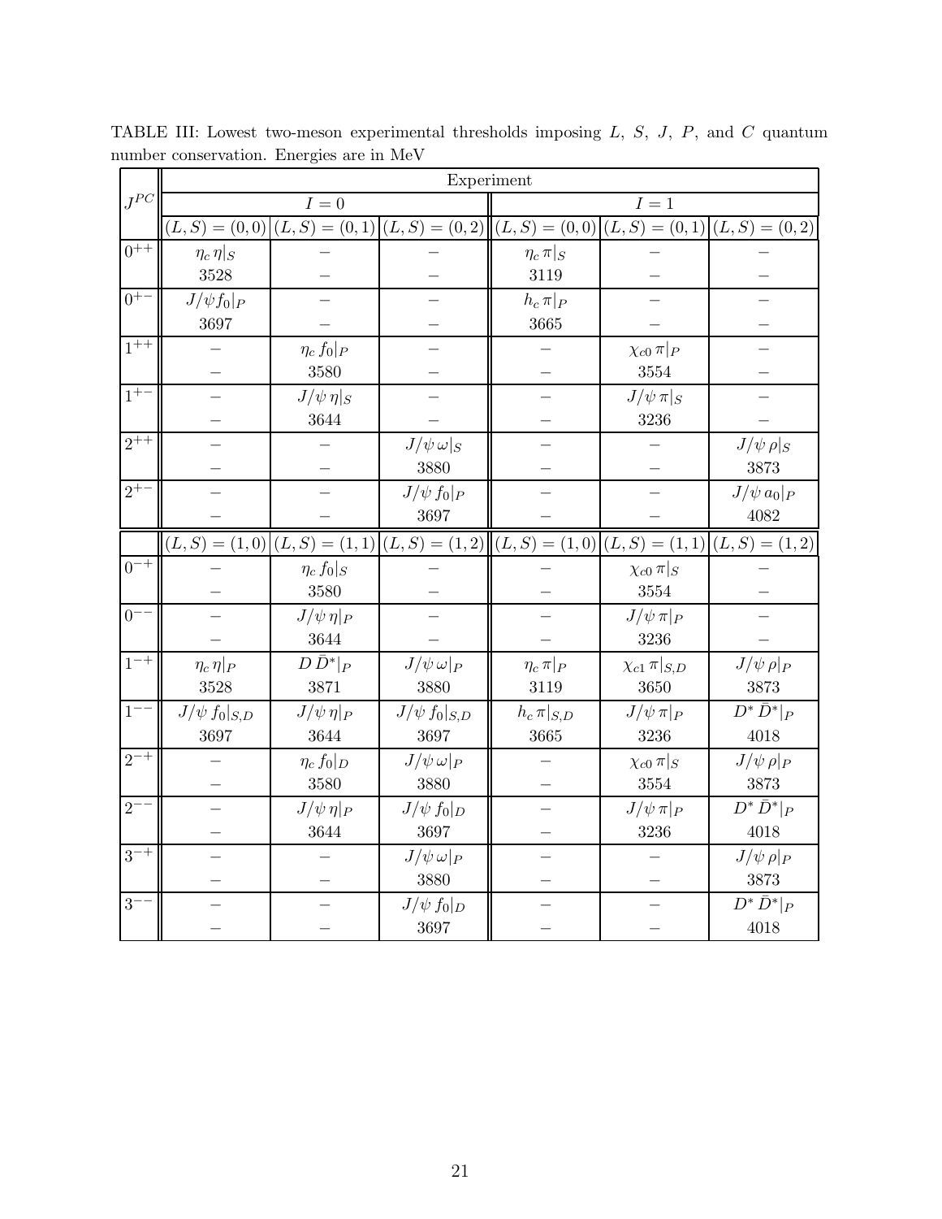TABLE III: Lowest two-meson experimental thresholds imposing $L$, $S$, $J$, $P$, and $C$ quantum number conservation. Energies are in MeV

| $J^{PC}$ | Experiment | | | | | |
|---|---|---|---|---|---|---|
| | $I=0$ | | | $I=1$ | | |
| | $(L,S)=(0,0)$ | $(L,S)=(0,1)$ | $(L,S)=(0,2)$ | $(L,S)=(0,0)$ | $(L,S)=(0,1)$ | $(L,S)=(0,2)$ |
| $0^{++}$ | $\eta_c\,\eta\|_S$ | – | – | $\eta_c\,\pi\|_S$ | – | – |
| | 3528 | – | – | 3119 | – | – |
| $0^{+-}$ | $J/\psi f_0\|_P$ | – | – | $h_c\,\pi\|_P$ | – | – |
| | 3697 | – | – | 3665 | – | – |
| $1^{++}$ | – | $\eta_c\,f_0\|_P$ | – | – | $\chi_{c0}\,\pi\|_P$ | – |
| | – | 3580 | – | – | 3554 | – |
| $1^{+-}$ | – | $J/\psi\,\eta\|_S$ | – | – | $J/\psi\,\pi\|_S$ | – |
| | – | 3644 | – | – | 3236 | – |
| $2^{++}$ | – | – | $J/\psi\,\omega\|_S$ | – | – | $J/\psi\,\rho\|_S$ |
| | – | – | 3880 | – | – | 3873 |
| $2^{+-}$ | – | – | $J/\psi\,f_0\|_P$ | – | – | $J/\psi\,a_0\|_P$ |
| | – | – | 3697 | – | – | 4082 |
| | $(L,S)=(1,0)$ | $(L,S)=(1,1)$ | $(L,S)=(1,2)$ | $(L,S)=(1,0)$ | $(L,S)=(1,1)$ | $(L,S)=(1,2)$ |
| $0^{-+}$ | – | $\eta_c\,f_0\|_S$ | – | – | $\chi_{c0}\,\pi\|_S$ | – |
| | – | 3580 | – | – | 3554 | – |
| $0^{--}$ | – | $J/\psi\,\eta\|_P$ | – | – | $J/\psi\,\pi\|_P$ | – |
| | – | 3644 | – | – | 3236 | – |
| $1^{-+}$ | $\eta_c\,\eta\|_P$ | $D\,\bar{D}^*\|_P$ | $J/\psi\,\omega\|_P$ | $\eta_c\,\pi\|_P$ | $\chi_{c1}\,\pi\|_{S,D}$ | $J/\psi\,\rho\|_P$ |
| | 3528 | 3871 | 3880 | 3119 | 3650 | 3873 |
| $1^{--}$ | $J/\psi\,f_0\|_{S,D}$ | $J/\psi\,\eta\|_P$ | $J/\psi\,f_0\|_{S,D}$ | $h_c\,\pi\|_{S,D}$ | $J/\psi\,\pi\|_P$ | $D^*\,\bar{D}^*\|_P$ |
| | 3697 | 3644 | 3697 | 3665 | 3236 | 4018 |
| $2^{-+}$ | – | $\eta_c\,f_0\|_D$ | $J/\psi\,\omega\|_P$ | – | $\chi_{c0}\,\pi\|_S$ | $J/\psi\,\rho\|_P$ |
| | – | 3580 | 3880 | – | 3554 | 3873 |
| $2^{--}$ | – | $J/\psi\,\eta\|_P$ | $J/\psi\,f_0\|_D$ | – | $J/\psi\,\pi\|_P$ | $D^*\,\bar{D}^*\|_P$ |
| | – | 3644 | 3697 | – | 3236 | 4018 |
| $3^{-+}$ | – | – | $J/\psi\,\omega\|_P$ | – | – | $J/\psi\,\rho\|_P$ |
| | – | – | 3880 | – | – | 3873 |
| $3^{--}$ | – | – | $J/\psi\,f_0\|_D$ | – | – | $D^*\,\bar{D}^*\|_P$ |
| | – | – | 3697 | – | – | 4018 |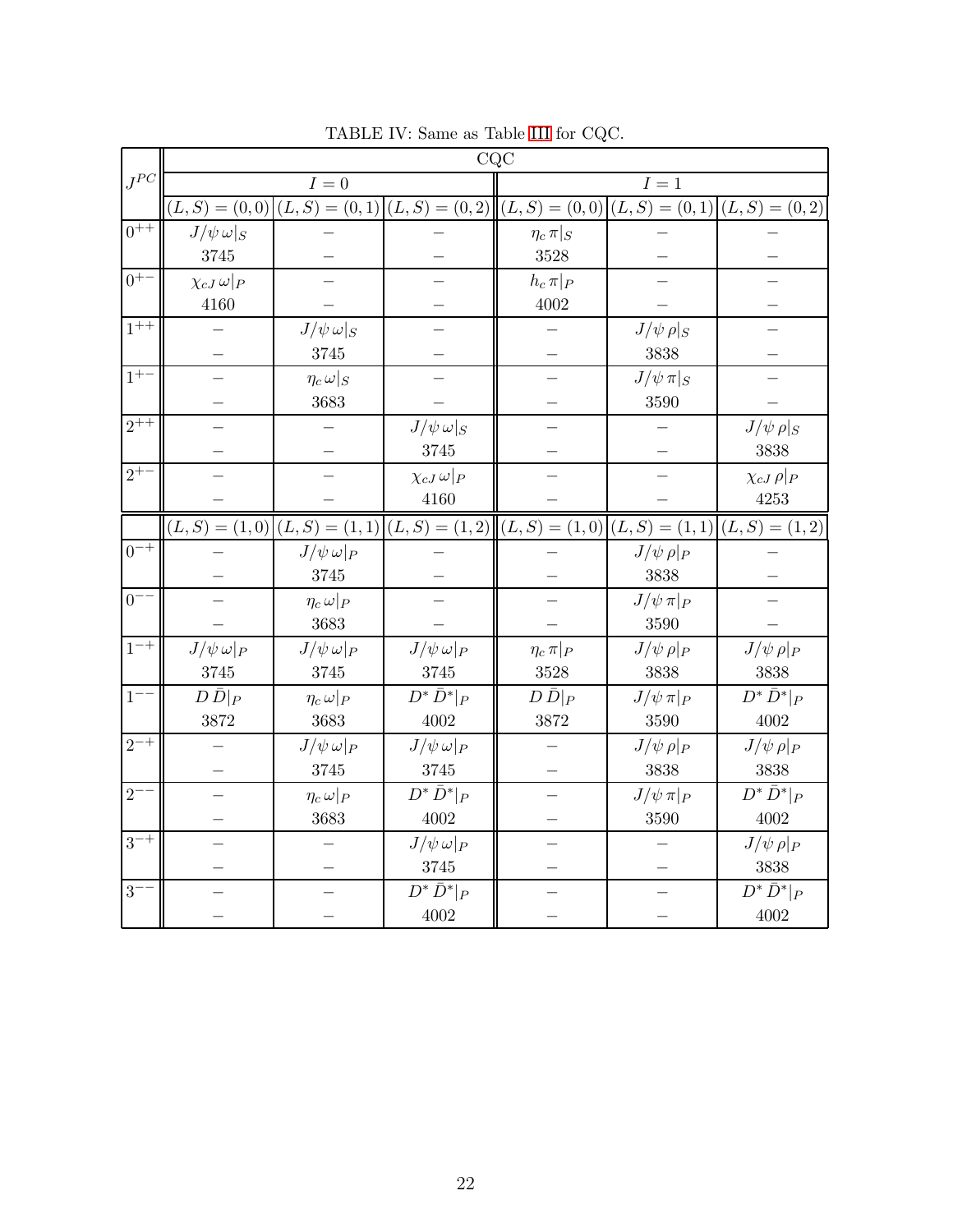TABLE IV: Same as Table III for CQC.

| $J^{PC}$ | CQC | | | | | |
|---|---|---|---|---|---|---|
| | $I=0$ | | | $I=1$ | | |
| | $(L,S)=(0,0)$ | $(L,S)=(0,1)$ | $(L,S)=(0,2)$ | $(L,S)=(0,0)$ | $(L,S)=(0,1)$ | $(L,S)=(0,2)$ |
| $0^{++}$ | $J/\psi\,\omega\|_S$ | – | – | $\eta_c\,\pi\|_S$ | – | – |
| | 3745 | – | – | 3528 | – | – |
| $0^{+-}$ | $\chi_{cJ}\,\omega\|_P$ | – | – | $h_c\,\pi\|_P$ | – | – |
| | 4160 | – | – | 4002 | – | – |
| $1^{++}$ | – | $J/\psi\,\omega\|_S$ | – | – | $J/\psi\,\rho\|_S$ | – |
| | – | 3745 | – | – | 3838 | – |
| $1^{+-}$ | – | $\eta_c\,\omega\|_S$ | – | – | $J/\psi\,\pi\|_S$ | – |
| | – | 3683 | – | – | 3590 | – |
| $2^{++}$ | – | – | $J/\psi\,\omega\|_S$ | – | – | $J/\psi\,\rho\|_S$ |
| | – | – | 3745 | – | – | 3838 |
| $2^{+-}$ | – | – | $\chi_{cJ}\,\omega\|_P$ | – | – | $\chi_{cJ}\,\rho\|_P$ |
| | – | – | 4160 | – | – | 4253 |
| | $(L,S)=(1,0)$ | $(L,S)=(1,1)$ | $(L,S)=(1,2)$ | $(L,S)=(1,0)$ | $(L,S)=(1,1)$ | $(L,S)=(1,2)$ |
| $0^{-+}$ | – | $J/\psi\,\omega\|_P$ | – | – | $J/\psi\,\rho\|_P$ | – |
| | – | 3745 | – | – | 3838 | – |
| $0^{--}$ | – | $\eta_c\,\omega\|_P$ | – | – | $J/\psi\,\pi\|_P$ | – |
| | – | 3683 | – | – | 3590 | – |
| $1^{-+}$ | $J/\psi\,\omega\|_P$ | $J/\psi\,\omega\|_P$ | $J/\psi\,\omega\|_P$ | $\eta_c\,\pi\|_P$ | $J/\psi\,\rho\|_P$ | $J/\psi\,\rho\|_P$ |
| | 3745 | 3745 | 3745 | 3528 | 3838 | 3838 |
| $1^{--}$ | $D\,\bar{D}\|_P$ | $\eta_c\,\omega\|_P$ | $D^*\,\bar{D}^*\|_P$ | $D\,\bar{D}\|_P$ | $J/\psi\,\pi\|_P$ | $D^*\,\bar{D}^*\|_P$ |
| | 3872 | 3683 | 4002 | 3872 | 3590 | 4002 |
| $2^{-+}$ | – | $J/\psi\,\omega\|_P$ | $J/\psi\,\omega\|_P$ | – | $J/\psi\,\rho\|_P$ | $J/\psi\,\rho\|_P$ |
| | – | 3745 | 3745 | – | 3838 | 3838 |
| $2^{--}$ | – | $\eta_c\,\omega\|_P$ | $D^*\,\bar{D}^*\|_P$ | – | $J/\psi\,\pi\|_P$ | $D^*\,\bar{D}^*\|_P$ |
| | – | 3683 | 4002 | – | 3590 | 4002 |
| $3^{-+}$ | – | – | $J/\psi\,\omega\|_P$ | – | – | $J/\psi\,\rho\|_P$ |
| | – | – | 3745 | – | – | 3838 |
| $3^{--}$ | – | – | $D^*\,\bar{D}^*\|_P$ | – | – | $D^*\,\bar{D}^*\|_P$ |
| | – | – | 4002 | – | – | 4002 |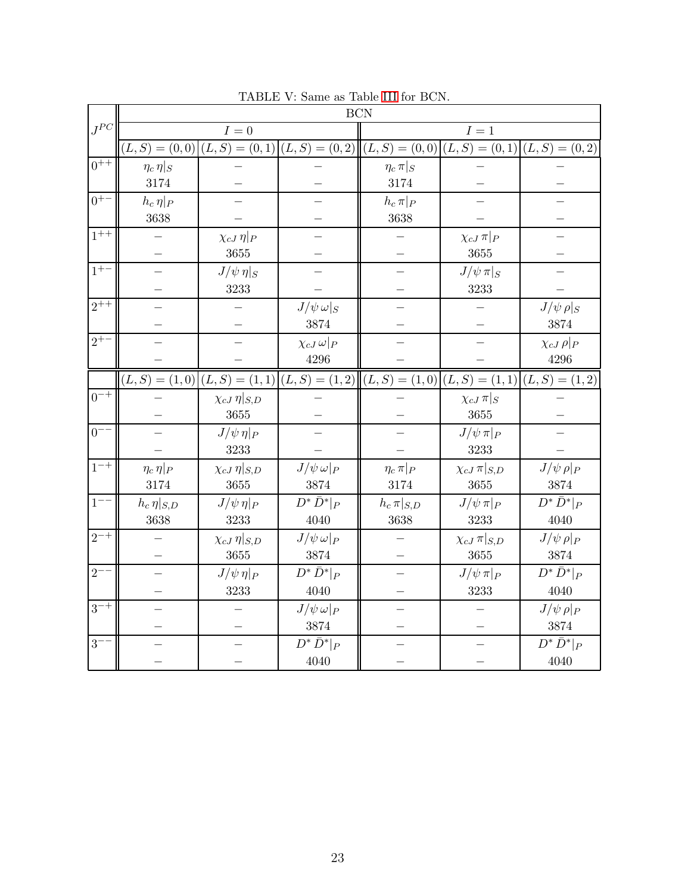TABLE V: Same as Table III for BCN.

| $J^{PC}$ | BCN | | | | | |
|---|---|---|---|---|---|---|
| | $I=0$ | | | $I=1$ | | |
| | $(L,S)=(0,0)$ | $(L,S)=(0,1)$ | $(L,S)=(0,2)$ | $(L,S)=(0,0)$ | $(L,S)=(0,1)$ | $(L,S)=(0,2)$ |
| $0^{++}$ | $\eta_c\,\eta\|_S$<br>3174 | –<br>– | –<br>– | $\eta_c\,\pi\|_S$<br>3174 | –<br>– | –<br>– |
| $0^{+-}$ | $h_c\,\eta\|_P$<br>3638 | –<br>– | –<br>– | $h_c\,\pi\|_P$<br>3638 | –<br>– | –<br>– |
| $1^{++}$ | –<br>– | $\chi_{cJ}\,\eta\|_P$<br>3655 | –<br>– | –<br>– | $\chi_{cJ}\,\pi\|_P$<br>3655 | –<br>– |
| $1^{+-}$ | –<br>– | $J/\psi\,\eta\|_S$<br>3233 | –<br>– | –<br>– | $J/\psi\,\pi\|_S$<br>3233 | –<br>– |
| $2^{++}$ | –<br>– | –<br>– | $J/\psi\,\omega\|_S$<br>3874 | –<br>– | –<br>– | $J/\psi\,\rho\|_S$<br>3874 |
| $2^{+-}$ | –<br>– | –<br>– | $\chi_{cJ}\,\omega\|_P$<br>4296 | –<br>– | –<br>– | $\chi_{cJ}\,\rho\|_P$<br>4296 |
| | $(L,S)=(1,0)$ | $(L,S)=(1,1)$ | $(L,S)=(1,2)$ | $(L,S)=(1,0)$ | $(L,S)=(1,1)$ | $(L,S)=(1,2)$ |
| $0^{-+}$ | –<br>– | $\chi_{cJ}\,\eta\|_{S,D}$<br>3655 | –<br>– | –<br>– | $\chi_{cJ}\,\pi\|_S$<br>3655 | –<br>– |
| $0^{--}$ | –<br>– | $J/\psi\,\eta\|_P$<br>3233 | –<br>– | –<br>– | $J/\psi\,\pi\|_P$<br>3233 | –<br>– |
| $1^{-+}$ | $\eta_c\,\eta\|_P$<br>3174 | $\chi_{cJ}\,\eta\|_{S,D}$<br>3655 | $J/\psi\,\omega\|_P$<br>3874 | $\eta_c\,\pi\|_P$<br>3174 | $\chi_{cJ}\,\pi\|_{S,D}$<br>3655 | $J/\psi\,\rho\|_P$<br>3874 |
| $1^{--}$ | $h_c\,\eta\|_{S,D}$<br>3638 | $J/\psi\,\eta\|_P$<br>3233 | $D^*\,\bar{D}^*\|_P$<br>4040 | $h_c\,\pi\|_{S,D}$<br>3638 | $J/\psi\,\pi\|_P$<br>3233 | $D^*\,\bar{D}^*\|_P$<br>4040 |
| $2^{-+}$ | –<br>– | $\chi_{cJ}\,\eta\|_{S,D}$<br>3655 | $J/\psi\,\omega\|_P$<br>3874 | –<br>– | $\chi_{cJ}\,\pi\|_{S,D}$<br>3655 | $J/\psi\,\rho\|_P$<br>3874 |
| $2^{--}$ | –<br>– | $J/\psi\,\eta\|_P$<br>3233 | $D^*\,\bar{D}^*\|_P$<br>4040 | –<br>– | $J/\psi\,\pi\|_P$<br>3233 | $D^*\,\bar{D}^*\|_P$<br>4040 |
| $3^{-+}$ | –<br>– | –<br>– | $J/\psi\,\omega\|_P$<br>3874 | –<br>– | –<br>– | $J/\psi\,\rho\|_P$<br>3874 |
| $3^{--}$ | –<br>– | –<br>– | $D^*\,\bar{D}^*\|_P$<br>4040 | –<br>– | –<br>– | $D^*\,\bar{D}^*\|_P$<br>4040 |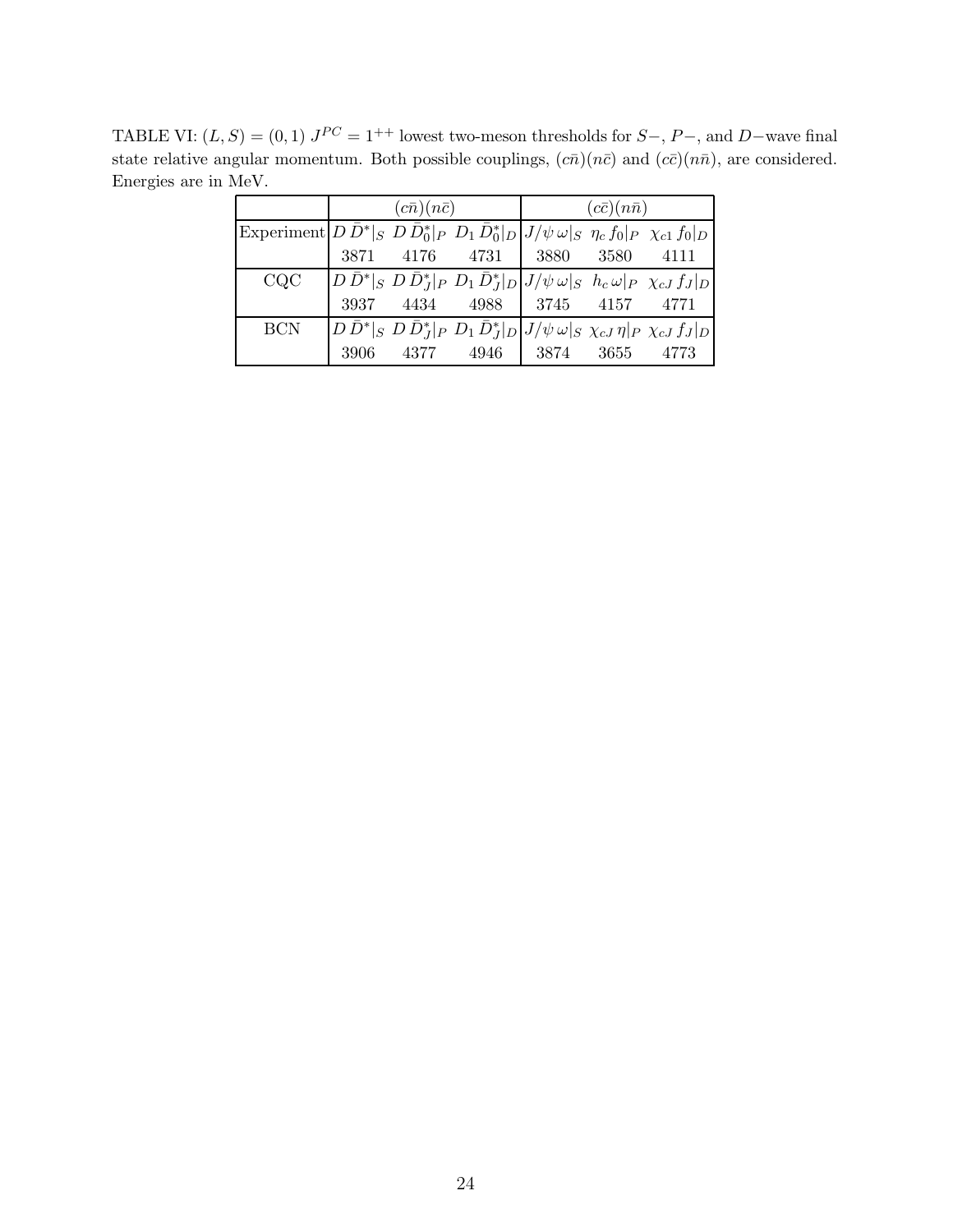TABLE VI: $(L, S) = (0, 1)$ $J^{PC} = 1^{++}$ lowest two-meson thresholds for $S-$, $P-$, and $D-$wave final state relative angular momentum. Both possible couplings, $(c\bar{n})(n\bar{c})$ and $(c\bar{c})(n\bar{n})$, are considered. Energies are in MeV.

| | $(c\bar{n})(n\bar{c})$ | | | $(c\bar{c})(n\bar{n})$ | | |
|---|---|---|---|---|---|---|
| Experiment | $D\,\bar{D}^{*}\|_S$ | $D\,\bar{D}_0^{*}\|_P$ | $D_1\,\bar{D}_0^{*}\|_D$ | $J/\psi\,\omega\|_S$ | $\eta_c\,f_0\|_P$ | $\chi_{c1}\,f_0\|_D$ |
| | 3871 | 4176 | 4731 | 3880 | 3580 | 4111 |
| CQC | $D\,\bar{D}^{*}\|_S$ | $D\,\bar{D}_J^{*}\|_P$ | $D_1\,\bar{D}_J^{*}\|_D$ | $J/\psi\,\omega\|_S$ | $h_c\,\omega\|_P$ | $\chi_{cJ}\,f_J\|_D$ |
| | 3937 | 4434 | 4988 | 3745 | 4157 | 4771 |
| BCN | $D\,\bar{D}^{*}\|_S$ | $D\,\bar{D}_J^{*}\|_P$ | $D_1\,\bar{D}_J^{*}\|_D$ | $J/\psi\,\omega\|_S$ | $\chi_{cJ}\,\eta\|_P$ | $\chi_{cJ}\,f_J\|_D$ |
| | 3906 | 4377 | 4946 | 3874 | 3655 | 4773 |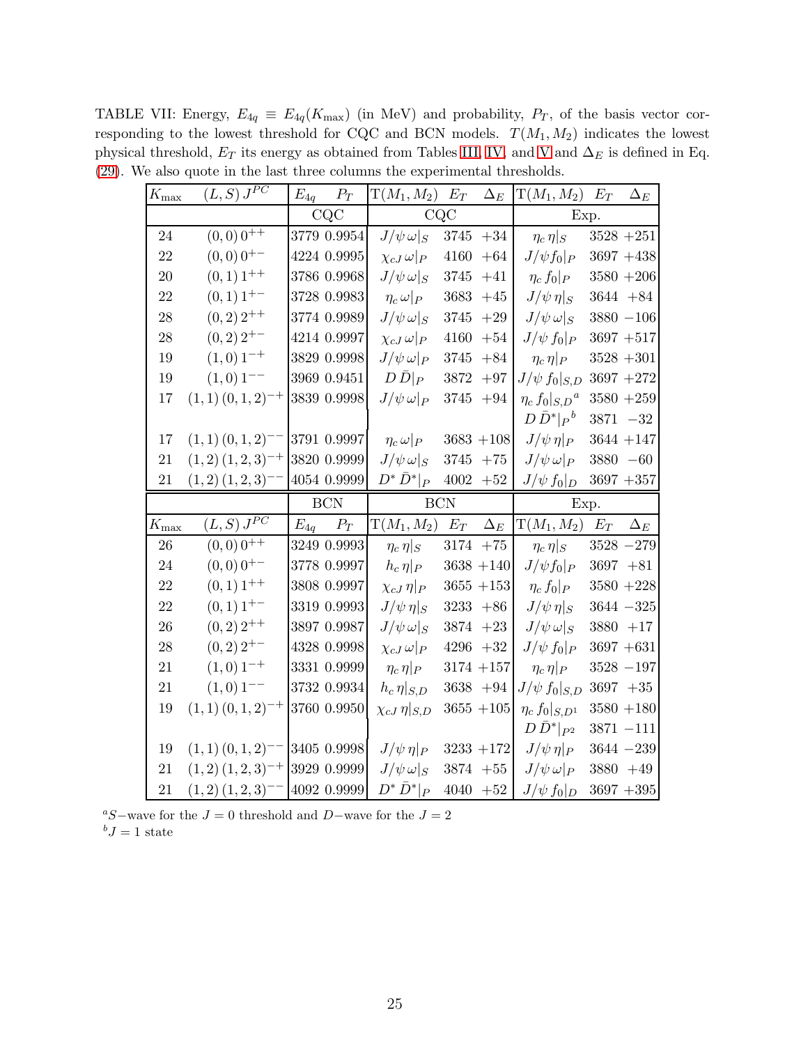TABLE VII: Energy, $E_{4q} \equiv E_{4q}(K_{\max})$ (in MeV) and probability, $P_T$, of the basis vector corresponding to the lowest threshold for CQC and BCN models. $T(M_1, M_2)$ indicates the lowest physical threshold, $E_T$ its energy as obtained from Tables III, IV, and V and $\Delta_E$ is defined in Eq. (29). We also quote in the last three columns the experimental thresholds.

| $K_{\max}$ | $(L,S)\,J^{PC}$ | $E_{4q}$ | $P_T$ | $T(M_1,M_2)$ | $E_T$ | $\Delta_E$ | $T(M_1,M_2)$ | $E_T$ | $\Delta_E$ |
|---|---|---|---|---|---|---|---|---|---|
| | | CQC | | CQC | | | Exp. | | |
| 24 | $(0,0)\,0^{++}$ | 3779 | 0.9954 | $J/\psi\,\omega\vert_S$ | 3745 | +34 | $\eta_c\,\eta\vert_S$ | 3528 | +251 |
| 22 | $(0,0)\,0^{+-}$ | 4224 | 0.9995 | $\chi_{cJ}\,\omega\vert_P$ | 4160 | +64 | $J/\psi f_0\vert_P$ | 3697 | +438 |
| 20 | $(0,1)\,1^{++}$ | 3786 | 0.9968 | $J/\psi\,\omega\vert_S$ | 3745 | +41 | $\eta_c\,f_0\vert_P$ | 3580 | +206 |
| 22 | $(0,1)\,1^{+-}$ | 3728 | 0.9983 | $\eta_c\,\omega\vert_P$ | 3683 | +45 | $J/\psi\,\eta\vert_S$ | 3644 | +84 |
| 28 | $(0,2)\,2^{++}$ | 3774 | 0.9989 | $J/\psi\,\omega\vert_S$ | 3745 | +29 | $J/\psi\,\omega\vert_S$ | 3880 | −106 |
| 28 | $(0,2)\,2^{+-}$ | 4214 | 0.9997 | $\chi_{cJ}\,\omega\vert_P$ | 4160 | +54 | $J/\psi\,f_0\vert_P$ | 3697 | +517 |
| 19 | $(1,0)\,1^{-+}$ | 3829 | 0.9998 | $J/\psi\,\omega\vert_P$ | 3745 | +84 | $\eta_c\,\eta\vert_P$ | 3528 | +301 |
| 19 | $(1,0)\,1^{--}$ | 3969 | 0.9451 | $D\,\bar{D}\vert_P$ | 3872 | +97 | $J/\psi\,f_0\vert_{S,D}$ | 3697 | +272 |
| 17 | $(1,1)\,(0,1,2)^{-+}$ | 3839 | 0.9998 | $J/\psi\,\omega\vert_P$ | 3745 | +94 | $\eta_c\,f_0\vert_{S,D}$ [a] | 3580 | +259 |
| | | | | | | | $D\,\bar{D}^*\vert_P$ [b] | 3871 | −32 |
| 17 | $(1,1)\,(0,1,2)^{--}$ | 3791 | 0.9997 | $\eta_c\,\omega\vert_P$ | 3683 | +108 | $J/\psi\,\eta\vert_P$ | 3644 | +147 |
| 21 | $(1,2)\,(1,2,3)^{-+}$ | 3820 | 0.9999 | $J/\psi\,\omega\vert_S$ | 3745 | +75 | $J/\psi\,\omega\vert_P$ | 3880 | −60 |
| 21 | $(1,2)\,(1,2,3)^{--}$ | 4054 | 0.9999 | $D^*\,\bar{D}^*\vert_P$ | 4002 | +52 | $J/\psi\,f_0\vert_D$ | 3697 | +357 |
| | | BCN | | BCN | | | Exp. | | |
| $K_{\max}$ | $(L,S)\,J^{PC}$ | $E_{4q}$ | $P_T$ | $T(M_1,M_2)$ | $E_T$ | $\Delta_E$ | $T(M_1,M_2)$ | $E_T$ | $\Delta_E$ |
| 26 | $(0,0)\,0^{++}$ | 3249 | 0.9993 | $\eta_c\,\eta\vert_S$ | 3174 | +75 | $\eta_c\,\eta\vert_S$ | 3528 | −279 |
| 24 | $(0,0)\,0^{+-}$ | 3778 | 0.9997 | $h_c\,\eta\vert_P$ | 3638 | +140 | $J/\psi f_0\vert_P$ | 3697 | +81 |
| 22 | $(0,1)\,1^{++}$ | 3808 | 0.9997 | $\chi_{cJ}\,\eta\vert_P$ | 3655 | +153 | $\eta_c\,f_0\vert_P$ | 3580 | +228 |
| 22 | $(0,1)\,1^{+-}$ | 3319 | 0.9993 | $J/\psi\,\eta\vert_S$ | 3233 | +86 | $J/\psi\,\eta\vert_S$ | 3644 | −325 |
| 26 | $(0,2)\,2^{++}$ | 3897 | 0.9987 | $J/\psi\,\omega\vert_S$ | 3874 | +23 | $J/\psi\,\omega\vert_S$ | 3880 | +17 |
| 28 | $(0,2)\,2^{+-}$ | 4328 | 0.9998 | $\chi_{cJ}\,\omega\vert_P$ | 4296 | +32 | $J/\psi\,f_0\vert_P$ | 3697 | +631 |
| 21 | $(1,0)\,1^{-+}$ | 3331 | 0.9999 | $\eta_c\,\eta\vert_P$ | 3174 | +157 | $\eta_c\,\eta\vert_P$ | 3528 | −197 |
| 21 | $(1,0)\,1^{--}$ | 3732 | 0.9934 | $h_c\,\eta\vert_{S,D}$ | 3638 | +94 | $J/\psi\,f_0\vert_{S,D}$ | 3697 | +35 |
| 19 | $(1,1)\,(0,1,2)^{-+}$ | 3760 | 0.9950 | $\chi_{cJ}\,\eta\vert_{S,D}$ | 3655 | +105 | $\eta_c\,f_0\vert_{S,D^1}$ | 3580 | +180 |
| | | | | | | | $D\,\bar{D}^*\vert_{P^2}$ | 3871 | −111 |
| 19 | $(1,1)\,(0,1,2)^{--}$ | 3405 | 0.9998 | $J/\psi\,\eta\vert_P$ | 3233 | +172 | $J/\psi\,\eta\vert_P$ | 3644 | −239 |
| 21 | $(1,2)\,(1,2,3)^{-+}$ | 3929 | 0.9999 | $J/\psi\,\omega\vert_S$ | 3874 | +55 | $J/\psi\,\omega\vert_P$ | 3880 | +49 |
| 21 | $(1,2)\,(1,2,3)^{--}$ | 4092 | 0.9999 | $D^*\,\bar{D}^*\vert_P$ | 4040 | +52 | $J/\psi\,f_0\vert_D$ | 3697 | +395 |

[a] $S-$wave for the $J=0$ threshold and $D-$wave for the $J=2$

[b] $J=1$ state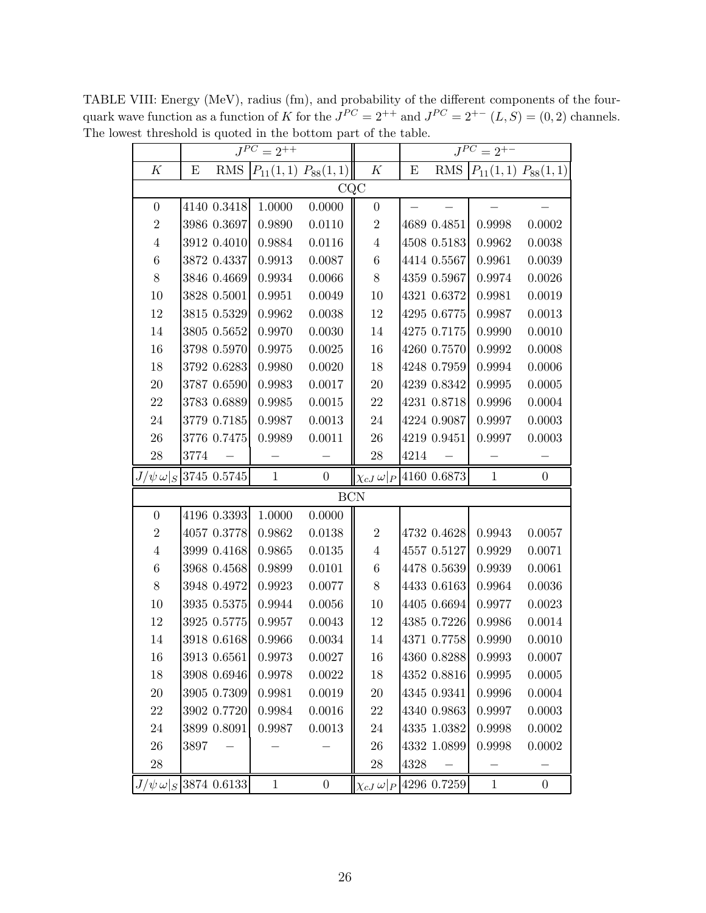TABLE VIII: Energy (MeV), radius (fm), and probability of the different components of the four-quark wave function as a function of $K$ for the $J^{PC}=2^{++}$ and $J^{PC}=2^{+-}$ $(L,S)=(0,2)$ channels. The lowest threshold is quoted in the bottom part of the table.

| | $J^{PC}=2^{++}$ | | | | | $J^{PC}=2^{+-}$ | | | |
|---|---|---|---|---|---|---|---|---|---|
| $K$ | E | RMS | $P_{11}(1,1)$ | $P_{88}(1,1)$ | $K$ | E | RMS | $P_{11}(1,1)$ | $P_{88}(1,1)$ |
| CQC | | | | | | | | | |
| 0 | 4140 | 0.3418 | 1.0000 | 0.0000 | 0 | – | – | – | – |
| 2 | 3986 | 0.3697 | 0.9890 | 0.0110 | 2 | 4689 | 0.4851 | 0.9998 | 0.0002 |
| 4 | 3912 | 0.4010 | 0.9884 | 0.0116 | 4 | 4508 | 0.5183 | 0.9962 | 0.0038 |
| 6 | 3872 | 0.4337 | 0.9913 | 0.0087 | 6 | 4414 | 0.5567 | 0.9961 | 0.0039 |
| 8 | 3846 | 0.4669 | 0.9934 | 0.0066 | 8 | 4359 | 0.5967 | 0.9974 | 0.0026 |
| 10 | 3828 | 0.5001 | 0.9951 | 0.0049 | 10 | 4321 | 0.6372 | 0.9981 | 0.0019 |
| 12 | 3815 | 0.5329 | 0.9962 | 0.0038 | 12 | 4295 | 0.6775 | 0.9987 | 0.0013 |
| 14 | 3805 | 0.5652 | 0.9970 | 0.0030 | 14 | 4275 | 0.7175 | 0.9990 | 0.0010 |
| 16 | 3798 | 0.5970 | 0.9975 | 0.0025 | 16 | 4260 | 0.7570 | 0.9992 | 0.0008 |
| 18 | 3792 | 0.6283 | 0.9980 | 0.0020 | 18 | 4248 | 0.7959 | 0.9994 | 0.0006 |
| 20 | 3787 | 0.6590 | 0.9983 | 0.0017 | 20 | 4239 | 0.8342 | 0.9995 | 0.0005 |
| 22 | 3783 | 0.6889 | 0.9985 | 0.0015 | 22 | 4231 | 0.8718 | 0.9996 | 0.0004 |
| 24 | 3779 | 0.7185 | 0.9987 | 0.0013 | 24 | 4224 | 0.9087 | 0.9997 | 0.0003 |
| 26 | 3776 | 0.7475 | 0.9989 | 0.0011 | 26 | 4219 | 0.9451 | 0.9997 | 0.0003 |
| 28 | 3774 | – | – | – | 28 | 4214 | – | – | – |
| $J/\psi\,\omega\vert_S$ | 3745 | 0.5745 | 1 | 0 | $\chi_{cJ}\,\omega\vert_P$ | 4160 | 0.6873 | 1 | 0 |
| BCN | | | | | | | | | |
| 0 | 4196 | 0.3393 | 1.0000 | 0.0000 | | | | | |
| 2 | 4057 | 0.3778 | 0.9862 | 0.0138 | 2 | 4732 | 0.4628 | 0.9943 | 0.0057 |
| 4 | 3999 | 0.4168 | 0.9865 | 0.0135 | 4 | 4557 | 0.5127 | 0.9929 | 0.0071 |
| 6 | 3968 | 0.4568 | 0.9899 | 0.0101 | 6 | 4478 | 0.5639 | 0.9939 | 0.0061 |
| 8 | 3948 | 0.4972 | 0.9923 | 0.0077 | 8 | 4433 | 0.6163 | 0.9964 | 0.0036 |
| 10 | 3935 | 0.5375 | 0.9944 | 0.0056 | 10 | 4405 | 0.6694 | 0.9977 | 0.0023 |
| 12 | 3925 | 0.5775 | 0.9957 | 0.0043 | 12 | 4385 | 0.7226 | 0.9986 | 0.0014 |
| 14 | 3918 | 0.6168 | 0.9966 | 0.0034 | 14 | 4371 | 0.7758 | 0.9990 | 0.0010 |
| 16 | 3913 | 0.6561 | 0.9973 | 0.0027 | 16 | 4360 | 0.8288 | 0.9993 | 0.0007 |
| 18 | 3908 | 0.6946 | 0.9978 | 0.0022 | 18 | 4352 | 0.8816 | 0.9995 | 0.0005 |
| 20 | 3905 | 0.7309 | 0.9981 | 0.0019 | 20 | 4345 | 0.9341 | 0.9996 | 0.0004 |
| 22 | 3902 | 0.7720 | 0.9984 | 0.0016 | 22 | 4340 | 0.9863 | 0.9997 | 0.0003 |
| 24 | 3899 | 0.8091 | 0.9987 | 0.0013 | 24 | 4335 | 1.0382 | 0.9998 | 0.0002 |
| 26 | 3897 | – | – | – | 26 | 4332 | 1.0899 | 0.9998 | 0.0002 |
| 28 | | | | | 28 | 4328 | – | – | – |
| $J/\psi\,\omega\vert_S$ | 3874 | 0.6133 | 1 | 0 | $\chi_{cJ}\,\omega\vert_P$ | 4296 | 0.7259 | 1 | 0 |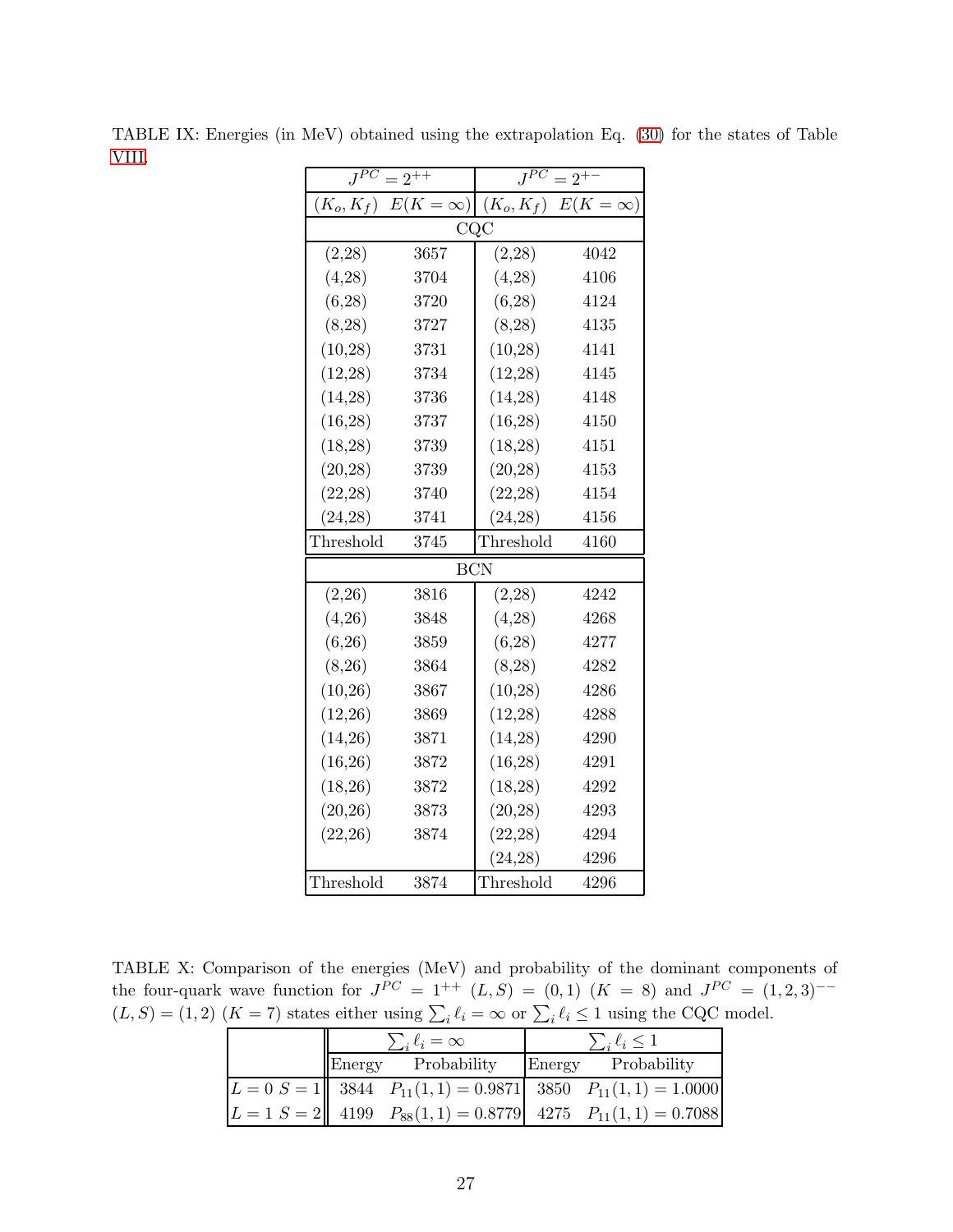TABLE IX: Energies (in MeV) obtained using the extrapolation Eq. (30) for the states of Table VIII.

| $J^{PC}=2^{++}$ | | $J^{PC}=2^{+-}$ | |
|---|---|---|---|
| $(K_o,K_f)$ | $E(K=\infty)$ | $(K_o,K_f)$ | $E(K=\infty)$ |
| CQC | | | |
| (2,28) | 3657 | (2,28) | 4042 |
| (4,28) | 3704 | (4,28) | 4106 |
| (6,28) | 3720 | (6,28) | 4124 |
| (8,28) | 3727 | (8,28) | 4135 |
| (10,28) | 3731 | (10,28) | 4141 |
| (12,28) | 3734 | (12,28) | 4145 |
| (14,28) | 3736 | (14,28) | 4148 |
| (16,28) | 3737 | (16,28) | 4150 |
| (18,28) | 3739 | (18,28) | 4151 |
| (20,28) | 3739 | (20,28) | 4153 |
| (22,28) | 3740 | (22,28) | 4154 |
| (24,28) | 3741 | (24,28) | 4156 |
| Threshold | 3745 | Threshold | 4160 |
| BCN | | | |
| (2,26) | 3816 | (2,28) | 4242 |
| (4,26) | 3848 | (4,28) | 4268 |
| (6,26) | 3859 | (6,28) | 4277 |
| (8,26) | 3864 | (8,28) | 4282 |
| (10,26) | 3867 | (10,28) | 4286 |
| (12,26) | 3869 | (12,28) | 4288 |
| (14,26) | 3871 | (14,28) | 4290 |
| (16,26) | 3872 | (16,28) | 4291 |
| (18,26) | 3872 | (18,28) | 4292 |
| (20,26) | 3873 | (20,28) | 4293 |
| (22,26) | 3874 | (22,28) | 4294 |
| | | (24,28) | 4296 |
| Threshold | 3874 | Threshold | 4296 |

TABLE X: Comparison of the energies (MeV) and probability of the dominant components of the four-quark wave function for $J^{PC}=1^{++}$ $(L,S)=(0,1)$ $(K=8)$ and $J^{PC}=(1,2,3)^{--}$ $(L,S)=(1,2)$ $(K=7)$ states either using $\sum_i \ell_i=\infty$ or $\sum_i \ell_i\le 1$ using the CQC model.

| | $\sum_i \ell_i=\infty$ | | $\sum_i \ell_i\le 1$ | |
|---|---|---|---|---|
| | Energy | Probability | Energy | Probability |
| $L=0$ $S=1$ | 3844 | $P_{11}(1,1)=0.9871$ | 3850 | $P_{11}(1,1)=1.0000$ |
| $L=1$ $S=2$ | 4199 | $P_{88}(1,1)=0.8779$ | 4275 | $P_{11}(1,1)=0.7088$ |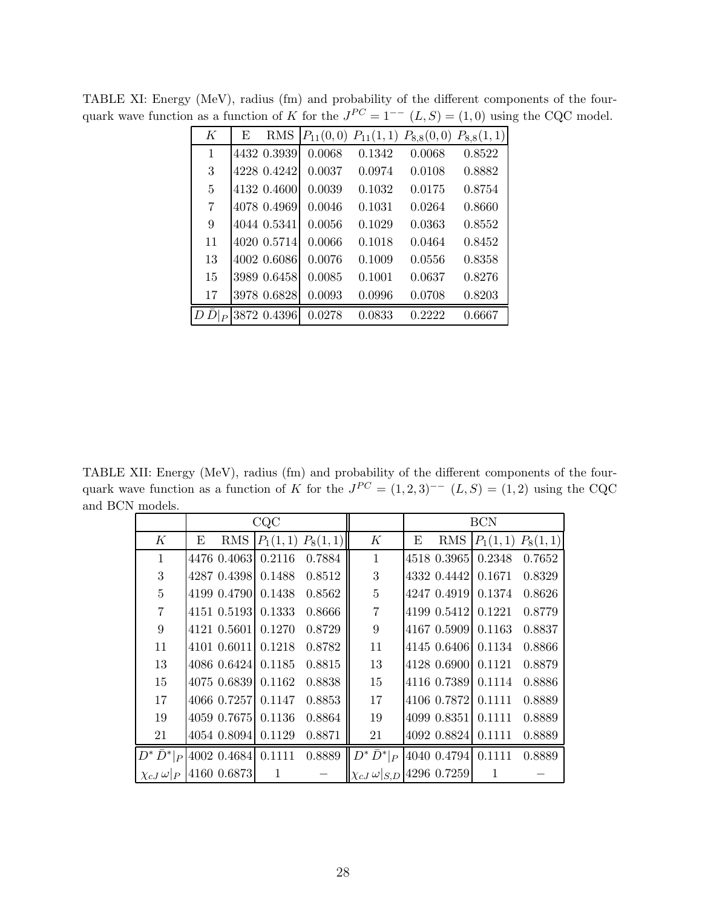TABLE XI: Energy (MeV), radius (fm) and probability of the different components of the four-quark wave function as a function of $K$ for the $J^{PC} = 1^{--}$ $(L, S) = (1, 0)$ using the CQC model.

| $K$ | E | RMS | $P_{11}(0,0)$ | $P_{11}(1,1)$ | $P_{8,8}(0,0)$ | $P_{8,8}(1,1)$ |
|---|---|---|---|---|---|---|
| 1 | 4432 | 0.3939 | 0.0068 | 0.1342 | 0.0068 | 0.8522 |
| 3 | 4228 | 0.4242 | 0.0037 | 0.0974 | 0.0108 | 0.8882 |
| 5 | 4132 | 0.4600 | 0.0039 | 0.1032 | 0.0175 | 0.8754 |
| 7 | 4078 | 0.4969 | 0.0046 | 0.1031 | 0.0264 | 0.8660 |
| 9 | 4044 | 0.5341 | 0.0056 | 0.1029 | 0.0363 | 0.8552 |
| 11 | 4020 | 0.5714 | 0.0066 | 0.1018 | 0.0464 | 0.8452 |
| 13 | 4002 | 0.6086 | 0.0076 | 0.1009 | 0.0556 | 0.8358 |
| 15 | 3989 | 0.6458 | 0.0085 | 0.1001 | 0.0637 | 0.8276 |
| 17 | 3978 | 0.6828 | 0.0093 | 0.0996 | 0.0708 | 0.8203 |
| $D\,\bar{D}\|_P$ | 3872 | 0.4396 | 0.0278 | 0.0833 | 0.2222 | 0.6667 |

TABLE XII: Energy (MeV), radius (fm) and probability of the different components of the four-quark wave function as a function of $K$ for the $J^{PC} = (1, 2, 3)^{--}$ $(L, S) = (1, 2)$ using the CQC and BCN models.

| CQC | | | | | BCN | | | | |
|---|---|---|---|---|---|---|---|---|---|
| $K$ | E | RMS | $P_1(1,1)$ | $P_8(1,1)$ | $K$ | E | RMS | $P_1(1,1)$ | $P_8(1,1)$ |
| 1 | 4476 | 0.4063 | 0.2116 | 0.7884 | 1 | 4518 | 0.3965 | 0.2348 | 0.7652 |
| 3 | 4287 | 0.4398 | 0.1488 | 0.8512 | 3 | 4332 | 0.4442 | 0.1671 | 0.8329 |
| 5 | 4199 | 0.4790 | 0.1438 | 0.8562 | 5 | 4247 | 0.4919 | 0.1374 | 0.8626 |
| 7 | 4151 | 0.5193 | 0.1333 | 0.8666 | 7 | 4199 | 0.5412 | 0.1221 | 0.8779 |
| 9 | 4121 | 0.5601 | 0.1270 | 0.8729 | 9 | 4167 | 0.5909 | 0.1163 | 0.8837 |
| 11 | 4101 | 0.6011 | 0.1218 | 0.8782 | 11 | 4145 | 0.6406 | 0.1134 | 0.8866 |
| 13 | 4086 | 0.6424 | 0.1185 | 0.8815 | 13 | 4128 | 0.6900 | 0.1121 | 0.8879 |
| 15 | 4075 | 0.6839 | 0.1162 | 0.8838 | 15 | 4116 | 0.7389 | 0.1114 | 0.8886 |
| 17 | 4066 | 0.7257 | 0.1147 | 0.8853 | 17 | 4106 | 0.7872 | 0.1111 | 0.8889 |
| 19 | 4059 | 0.7675 | 0.1136 | 0.8864 | 19 | 4099 | 0.8351 | 0.1111 | 0.8889 |
| 21 | 4054 | 0.8094 | 0.1129 | 0.8871 | 21 | 4092 | 0.8824 | 0.1111 | 0.8889 |
| $D^*\,\bar{D}^*\|_P$ | 4002 | 0.4684 | 0.1111 | 0.8889 | $D^*\,\bar{D}^*\|_P$ | 4040 | 0.4794 | 0.1111 | 0.8889 |
| $\chi_{cJ}\,\omega\|_P$ | 4160 | 0.6873 | 1 | − | $\chi_{cJ}\,\omega\|_{S,D}$ | 4296 | 0.7259 | 1 | − |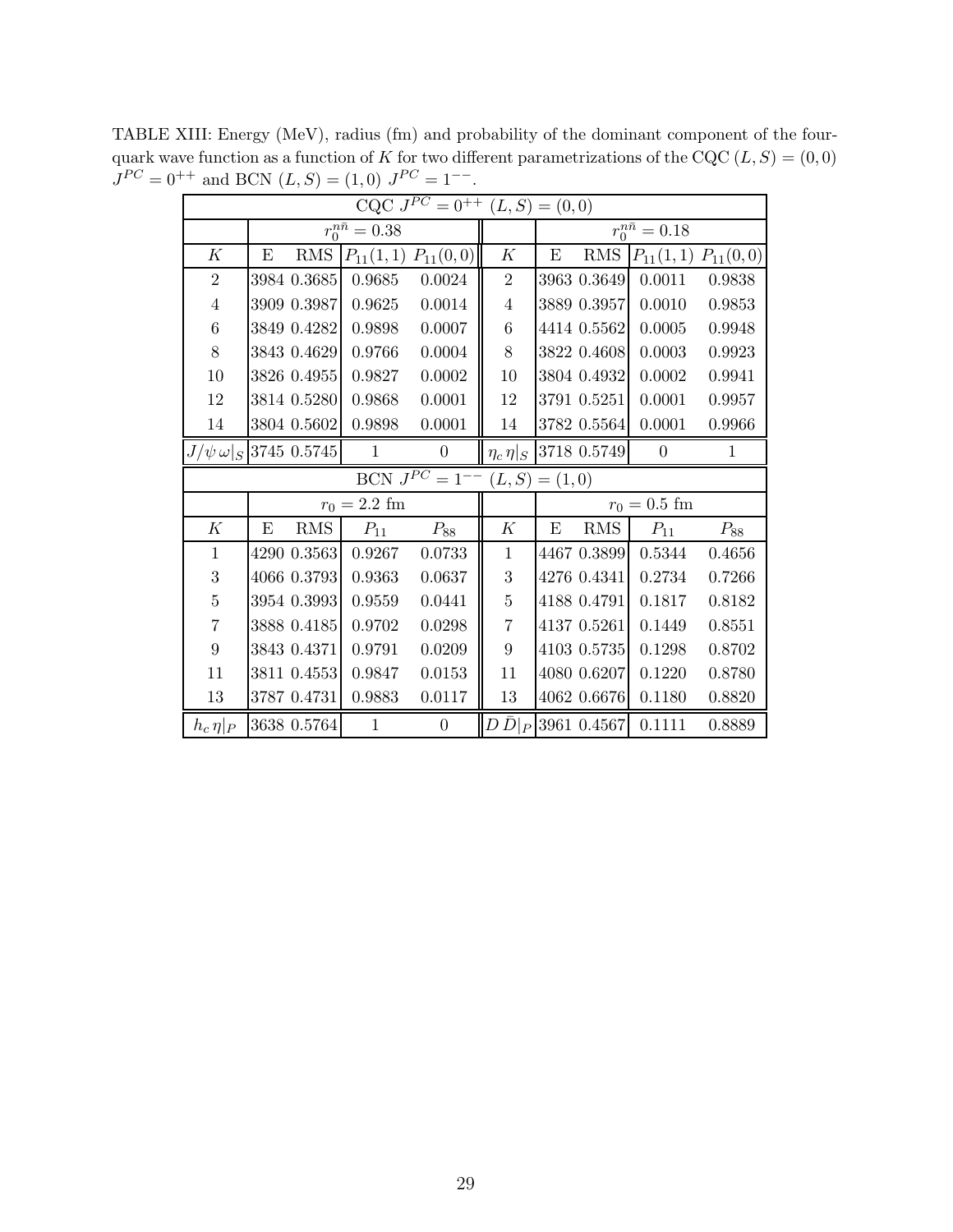TABLE XIII: Energy (MeV), radius (fm) and probability of the dominant component of the four-quark wave function as a function of $K$ for two different parametrizations of the CQC $(L,S)=(0,0)$ $J^{PC}=0^{++}$ and BCN $(L,S)=(1,0)$ $J^{PC}=1^{--}$.

| CQC $J^{PC}=0^{++}$ $(L,S)=(0,0)$ | | | | | | | | | |
|---|---|---|---|---|---|---|---|---|---|
| | $r_0^{n\bar{n}}=0.38$ | | | | | $r_0^{n\bar{n}}=0.18$ | | | |
| $K$ | E | RMS | $P_{11}(1,1)$ | $P_{11}(0,0)$ | $K$ | E | RMS | $P_{11}(1,1)$ | $P_{11}(0,0)$ |
| 2 | 3984 | 0.3685 | 0.9685 | 0.0024 | 2 | 3963 | 0.3649 | 0.0011 | 0.9838 |
| 4 | 3909 | 0.3987 | 0.9625 | 0.0014 | 4 | 3889 | 0.3957 | 0.0010 | 0.9853 |
| 6 | 3849 | 0.4282 | 0.9898 | 0.0007 | 6 | 4414 | 0.5562 | 0.0005 | 0.9948 |
| 8 | 3843 | 0.4629 | 0.9766 | 0.0004 | 8 | 3822 | 0.4608 | 0.0003 | 0.9923 |
| 10 | 3826 | 0.4955 | 0.9827 | 0.0002 | 10 | 3804 | 0.4932 | 0.0002 | 0.9941 |
| 12 | 3814 | 0.5280 | 0.9868 | 0.0001 | 12 | 3791 | 0.5251 | 0.0001 | 0.9957 |
| 14 | 3804 | 0.5602 | 0.9898 | 0.0001 | 14 | 3782 | 0.5564 | 0.0001 | 0.9966 |
| $J/\psi\,\omega\vert_S$ | 3745 | 0.5745 | 1 | 0 | $\eta_c\,\eta\vert_S$ | 3718 | 0.5749 | 0 | 1 |
| **BCN $J^{PC}=1^{--}$ $(L,S)=(1,0)$** | | | | | | | | | |
| | $r_0=2.2$ fm | | | | | $r_0=0.5$ fm | | | |
| $K$ | E | RMS | $P_{11}$ | $P_{88}$ | $K$ | E | RMS | $P_{11}$ | $P_{88}$ |
| 1 | 4290 | 0.3563 | 0.9267 | 0.0733 | 1 | 4467 | 0.3899 | 0.5344 | 0.4656 |
| 3 | 4066 | 0.3793 | 0.9363 | 0.0637 | 3 | 4276 | 0.4341 | 0.2734 | 0.7266 |
| 5 | 3954 | 0.3993 | 0.9559 | 0.0441 | 5 | 4188 | 0.4791 | 0.1817 | 0.8182 |
| 7 | 3888 | 0.4185 | 0.9702 | 0.0298 | 7 | 4137 | 0.5261 | 0.1449 | 0.8551 |
| 9 | 3843 | 0.4371 | 0.9791 | 0.0209 | 9 | 4103 | 0.5735 | 0.1298 | 0.8702 |
| 11 | 3811 | 0.4553 | 0.9847 | 0.0153 | 11 | 4080 | 0.6207 | 0.1220 | 0.8780 |
| 13 | 3787 | 0.4731 | 0.9883 | 0.0117 | 13 | 4062 | 0.6676 | 0.1180 | 0.8820 |
| $h_c\,\eta\vert_P$ | 3638 | 0.5764 | 1 | 0 | $D\,\bar{D}\vert_P$ | 3961 | 0.4567 | 0.1111 | 0.8889 |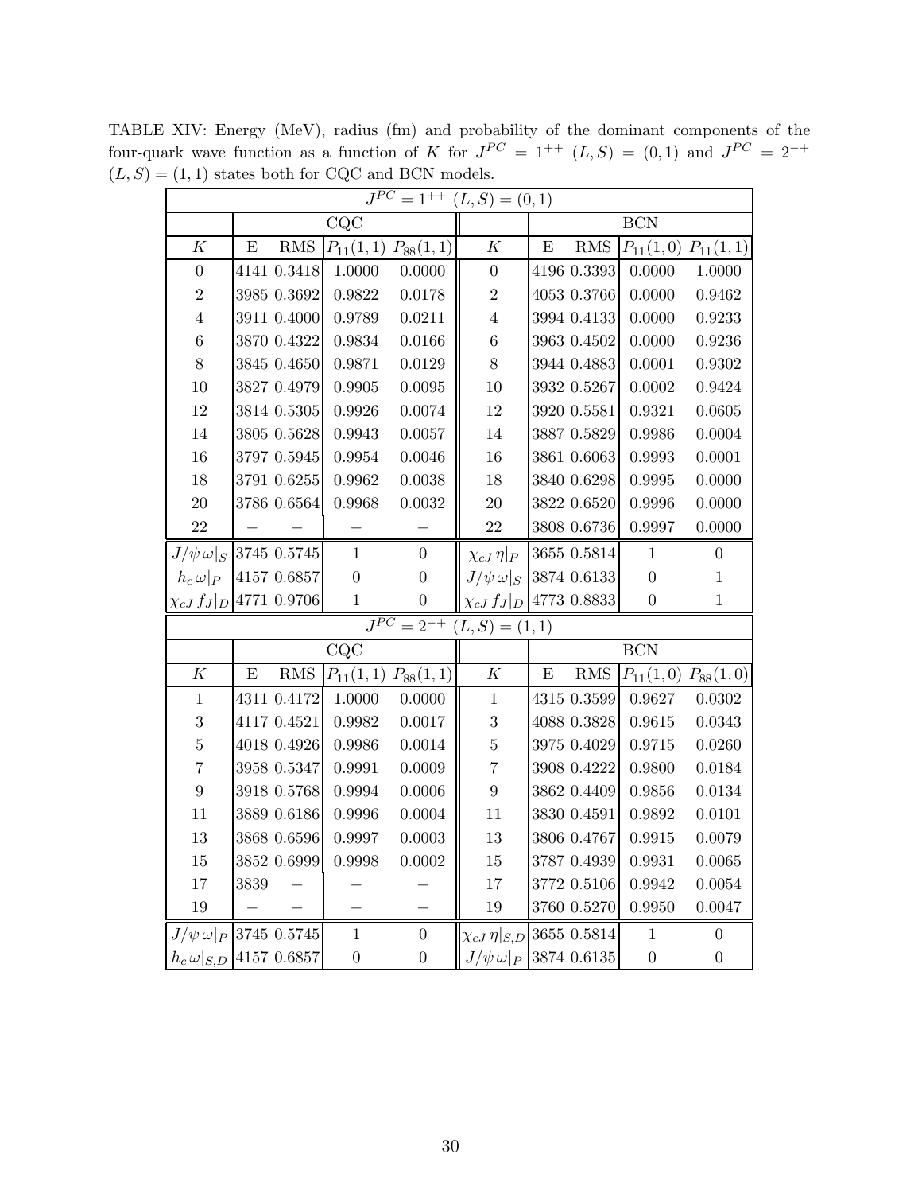TABLE XIV: Energy (MeV), radius (fm) and probability of the dominant components of the four-quark wave function as a function of $K$ for $J^{PC} = 1^{++}$ $(L,S) = (0,1)$ and $J^{PC} = 2^{-+}$ $(L,S) = (1,1)$ states both for CQC and BCN models.

| $J^{PC} = 1^{++}$ $(L,S) = (0,1)$ | | | | | | | | | |
|---|---|---|---|---|---|---|---|---|---|
| | CQC | | | | | BCN | | | |
| $K$ | E | RMS | $P_{11}(1,1)$ | $P_{88}(1,1)$ | $K$ | E | RMS | $P_{11}(1,0)$ | $P_{11}(1,1)$ |
| 0 | 4141 | 0.3418 | 1.0000 | 0.0000 | 0 | 4196 | 0.3393 | 0.0000 | 1.0000 |
| 2 | 3985 | 0.3692 | 0.9822 | 0.0178 | 2 | 4053 | 0.3766 | 0.0000 | 0.9462 |
| 4 | 3911 | 0.4000 | 0.9789 | 0.0211 | 4 | 3994 | 0.4133 | 0.0000 | 0.9233 |
| 6 | 3870 | 0.4322 | 0.9834 | 0.0166 | 6 | 3963 | 0.4502 | 0.0000 | 0.9236 |
| 8 | 3845 | 0.4650 | 0.9871 | 0.0129 | 8 | 3944 | 0.4883 | 0.0001 | 0.9302 |
| 10 | 3827 | 0.4979 | 0.9905 | 0.0095 | 10 | 3932 | 0.5267 | 0.0002 | 0.9424 |
| 12 | 3814 | 0.5305 | 0.9926 | 0.0074 | 12 | 3920 | 0.5581 | 0.9321 | 0.0605 |
| 14 | 3805 | 0.5628 | 0.9943 | 0.0057 | 14 | 3887 | 0.5829 | 0.9986 | 0.0004 |
| 16 | 3797 | 0.5945 | 0.9954 | 0.0046 | 16 | 3861 | 0.6063 | 0.9993 | 0.0001 |
| 18 | 3791 | 0.6255 | 0.9962 | 0.0038 | 18 | 3840 | 0.6298 | 0.9995 | 0.0000 |
| 20 | 3786 | 0.6564 | 0.9968 | 0.0032 | 20 | 3822 | 0.6520 | 0.9996 | 0.0000 |
| 22 | – | – | – | – | 22 | 3808 | 0.6736 | 0.9997 | 0.0000 |
| $J/\psi\,\omega\vert_S$ | 3745 | 0.5745 | 1 | 0 | $\chi_{cJ}\,\eta\vert_P$ | 3655 | 0.5814 | 1 | 0 |
| $h_c\,\omega\vert_P$ | 4157 | 0.6857 | 0 | 0 | $J/\psi\,\omega\vert_S$ | 3874 | 0.6133 | 0 | 1 |
| $\chi_{cJ}\,f_J\vert_D$ | 4771 | 0.9706 | 1 | 0 | $\chi_{cJ}\,f_J\vert_D$ | 4773 | 0.8833 | 0 | 1 |

| $J^{PC} = 2^{-+}$ $(L,S) = (1,1)$ | | | | | | | | | |
|---|---|---|---|---|---|---|---|---|---|
| | CQC | | | | | BCN | | | |
| $K$ | E | RMS | $P_{11}(1,1)$ | $P_{88}(1,1)$ | $K$ | E | RMS | $P_{11}(1,0)$ | $P_{88}(1,0)$ |
| 1 | 4311 | 0.4172 | 1.0000 | 0.0000 | 1 | 4315 | 0.3599 | 0.9627 | 0.0302 |
| 3 | 4117 | 0.4521 | 0.9982 | 0.0017 | 3 | 4088 | 0.3828 | 0.9615 | 0.0343 |
| 5 | 4018 | 0.4926 | 0.9986 | 0.0014 | 5 | 3975 | 0.4029 | 0.9715 | 0.0260 |
| 7 | 3958 | 0.5347 | 0.9991 | 0.0009 | 7 | 3908 | 0.4222 | 0.9800 | 0.0184 |
| 9 | 3918 | 0.5768 | 0.9994 | 0.0006 | 9 | 3862 | 0.4409 | 0.9856 | 0.0134 |
| 11 | 3889 | 0.6186 | 0.9996 | 0.0004 | 11 | 3830 | 0.4591 | 0.9892 | 0.0101 |
| 13 | 3868 | 0.6596 | 0.9997 | 0.0003 | 13 | 3806 | 0.4767 | 0.9915 | 0.0079 |
| 15 | 3852 | 0.6999 | 0.9998 | 0.0002 | 15 | 3787 | 0.4939 | 0.9931 | 0.0065 |
| 17 | 3839 | – | – | – | 17 | 3772 | 0.5106 | 0.9942 | 0.0054 |
| 19 | – | – | – | – | 19 | 3760 | 0.5270 | 0.9950 | 0.0047 |
| $J/\psi\,\omega\vert_P$ | 3745 | 0.5745 | 1 | 0 | $\chi_{cJ}\,\eta\vert_{S,D}$ | 3655 | 0.5814 | 1 | 0 |
| $h_c\,\omega\vert_{S,D}$ | 4157 | 0.6857 | 0 | 0 | $J/\psi\,\omega\vert_P$ | 3874 | 0.6135 | 0 | 0 |